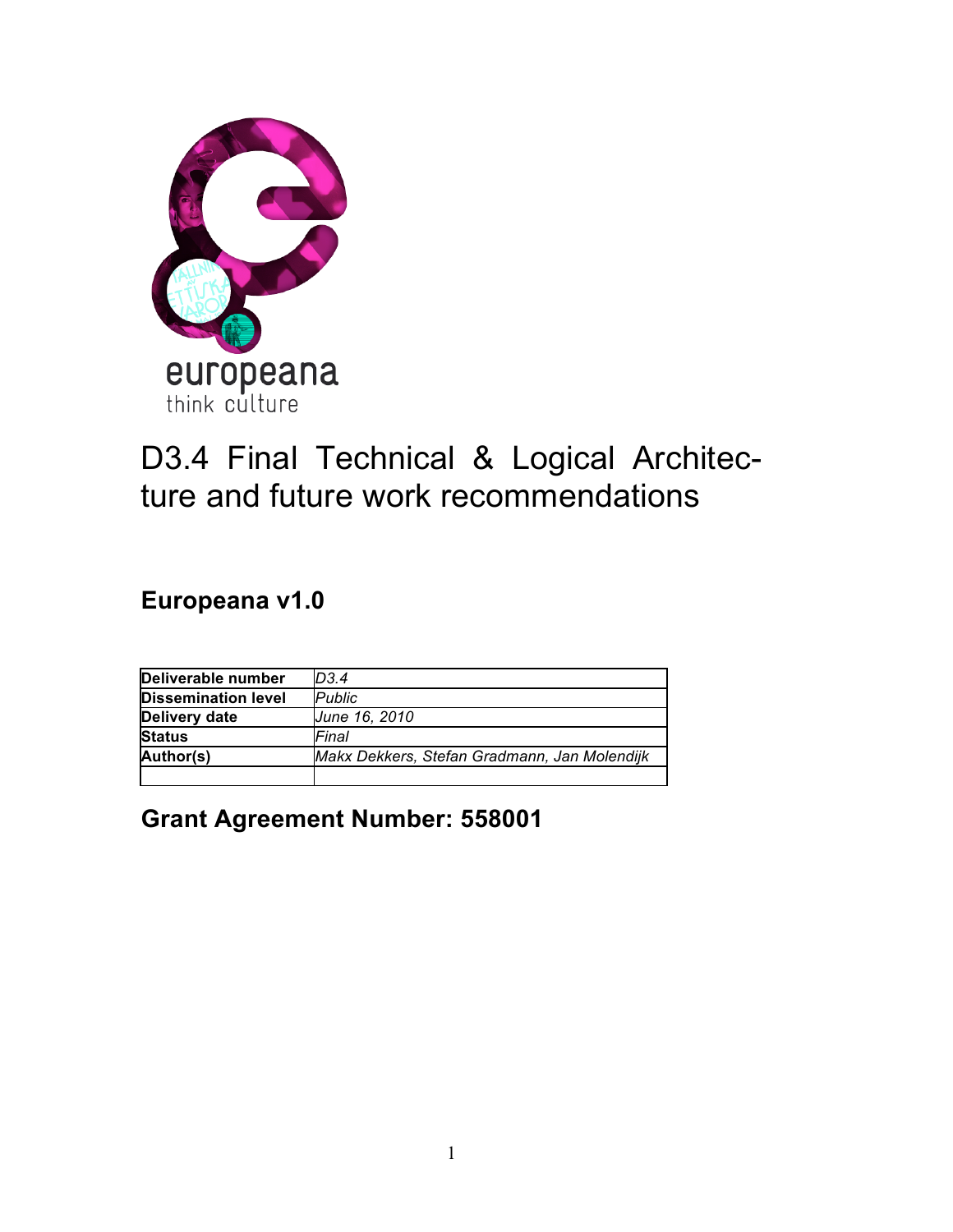europeana
think culture

# D3.4 Final Technical & Logical Architecture and future work recommendations

## Europeana v1.0

| Deliverable number | *D3.4* |
| --- | --- |
| Dissemination level | *Public* |
| Delivery date | *June 16, 2010* |
| Status | *Final* |
| Author(s) | *Makx Dekkers, Stefan Gradmann, Jan Molendijk* |
| | |

## Grant Agreement Number: 558001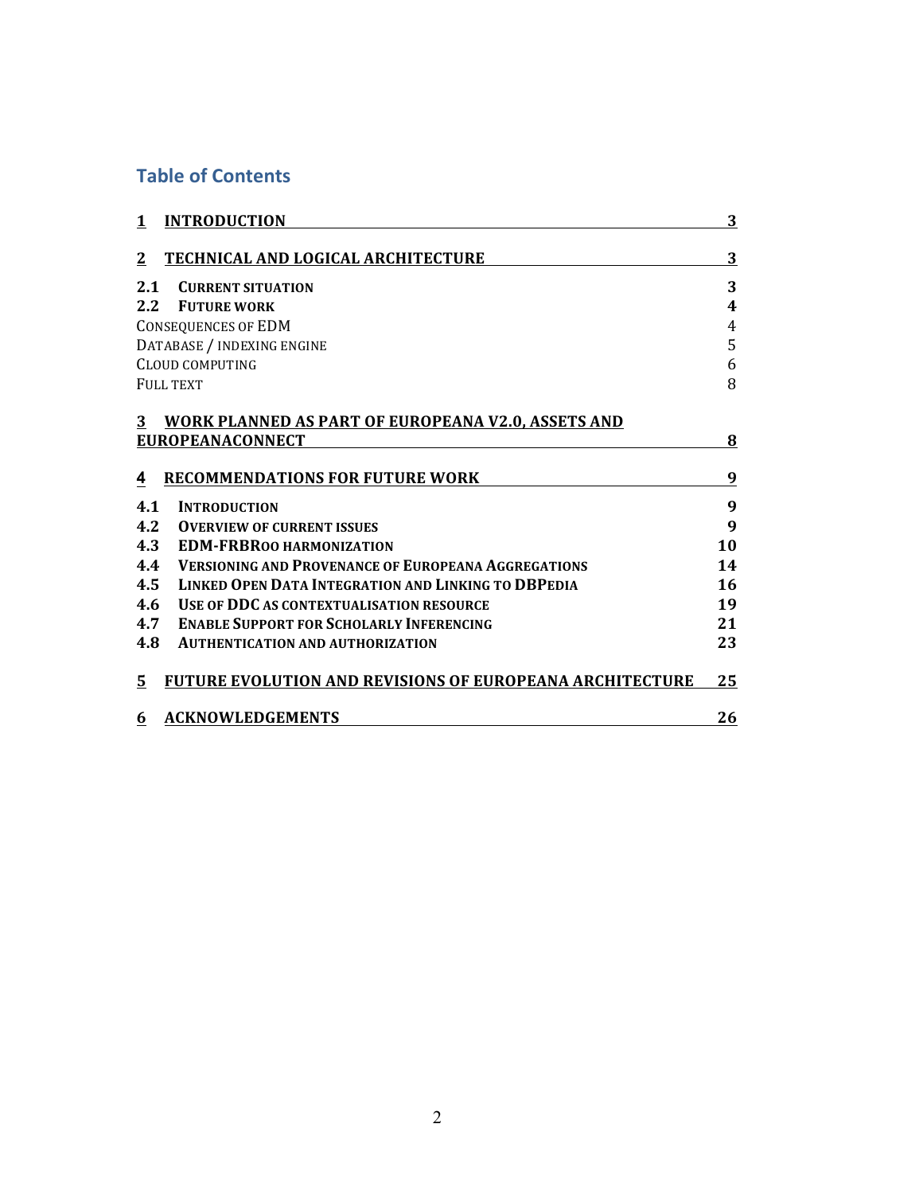## Table of Contents

| | | |
|---|---|---|
| **1** | **INTRODUCTION** | **3** |
| **2** | **TECHNICAL AND LOGICAL ARCHITECTURE** | **3** |
| **2.1** | **CURRENT SITUATION** | **3** |
| **2.2** | **FUTURE WORK** | **4** |
| | CONSEQUENCES OF EDM | 4 |
| | DATABASE / INDEXING ENGINE | 5 |
| | CLOUD COMPUTING | 6 |
| | FULL TEXT | 8 |
| **3** | **WORK PLANNED AS PART OF EUROPEANA V2.0, ASSETS AND EUROPEANACONNECT** | **8** |
| **4** | **RECOMMENDATIONS FOR FUTURE WORK** | **9** |
| **4.1** | **INTRODUCTION** | **9** |
| **4.2** | **OVERVIEW OF CURRENT ISSUES** | **9** |
| **4.3** | **EDM-FRBROO HARMONIZATION** | **10** |
| **4.4** | **VERSIONING AND PROVENANCE OF EUROPEANA AGGREGATIONS** | **14** |
| **4.5** | **LINKED OPEN DATA INTEGRATION AND LINKING TO DBPEDIA** | **16** |
| **4.6** | **USE OF DDC AS CONTEXTUALISATION RESOURCE** | **19** |
| **4.7** | **ENABLE SUPPORT FOR SCHOLARLY INFERENCING** | **21** |
| **4.8** | **AUTHENTICATION AND AUTHORIZATION** | **23** |
| **5** | **FUTURE EVOLUTION AND REVISIONS OF EUROPEANA ARCHITECTURE** | **25** |
| **6** | **ACKNOWLEDGEMENTS** | **26** |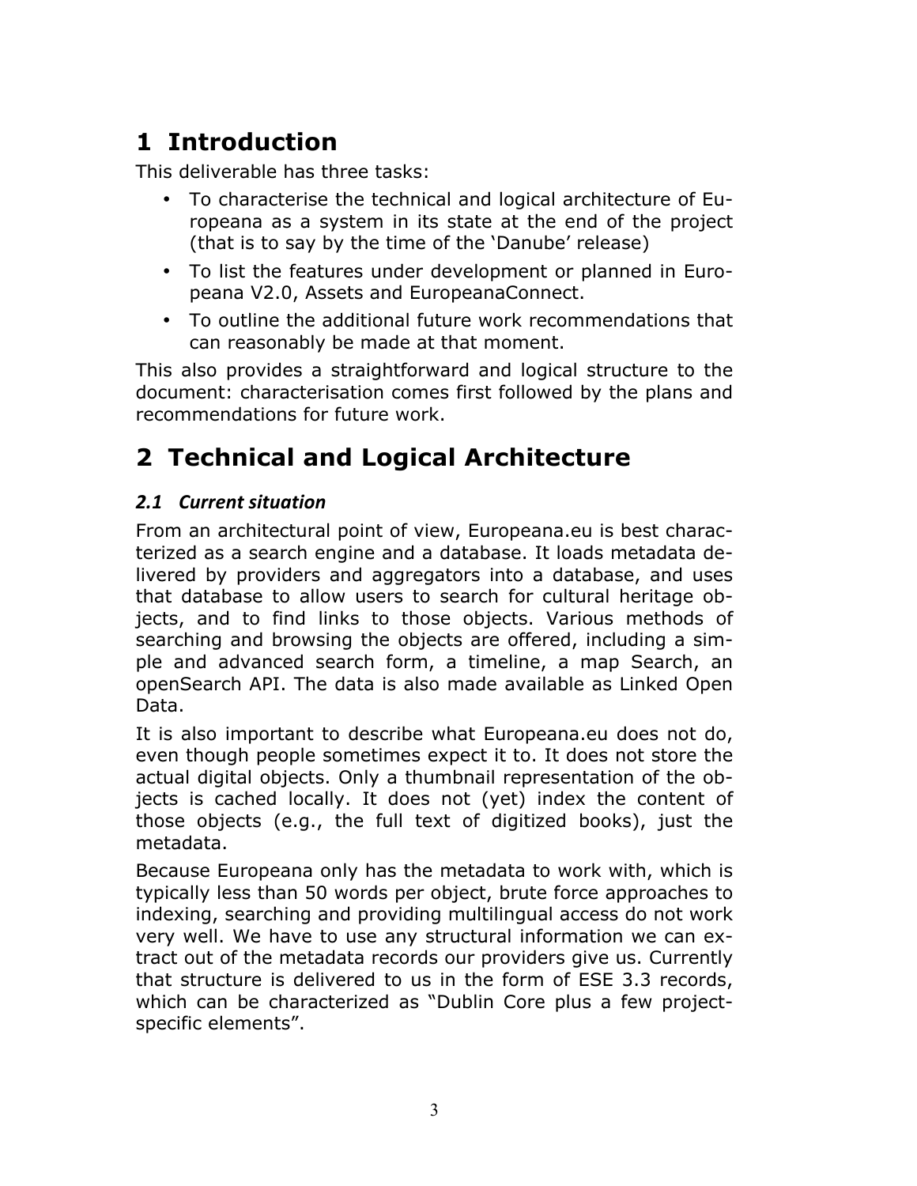# 1 Introduction

This deliverable has three tasks:

- To characterise the technical and logical architecture of Europeana as a system in its state at the end of the project (that is to say by the time of the 'Danube' release)
- To list the features under development or planned in Europeana V2.0, Assets and EuropeanaConnect.
- To outline the additional future work recommendations that can reasonably be made at that moment.

This also provides a straightforward and logical structure to the document: characterisation comes first followed by the plans and recommendations for future work.

# 2 Technical and Logical Architecture

## *2.1 Current situation*

From an architectural point of view, Europeana.eu is best characterized as a search engine and a database. It loads metadata delivered by providers and aggregators into a database, and uses that database to allow users to search for cultural heritage objects, and to find links to those objects. Various methods of searching and browsing the objects are offered, including a simple and advanced search form, a timeline, a map Search, an openSearch API. The data is also made available as Linked Open Data.

It is also important to describe what Europeana.eu does not do, even though people sometimes expect it to. It does not store the actual digital objects. Only a thumbnail representation of the objects is cached locally. It does not (yet) index the content of those objects (e.g., the full text of digitized books), just the metadata.

Because Europeana only has the metadata to work with, which is typically less than 50 words per object, brute force approaches to indexing, searching and providing multilingual access do not work very well. We have to use any structural information we can extract out of the metadata records our providers give us. Currently that structure is delivered to us in the form of ESE 3.3 records, which can be characterized as "Dublin Core plus a few project-specific elements".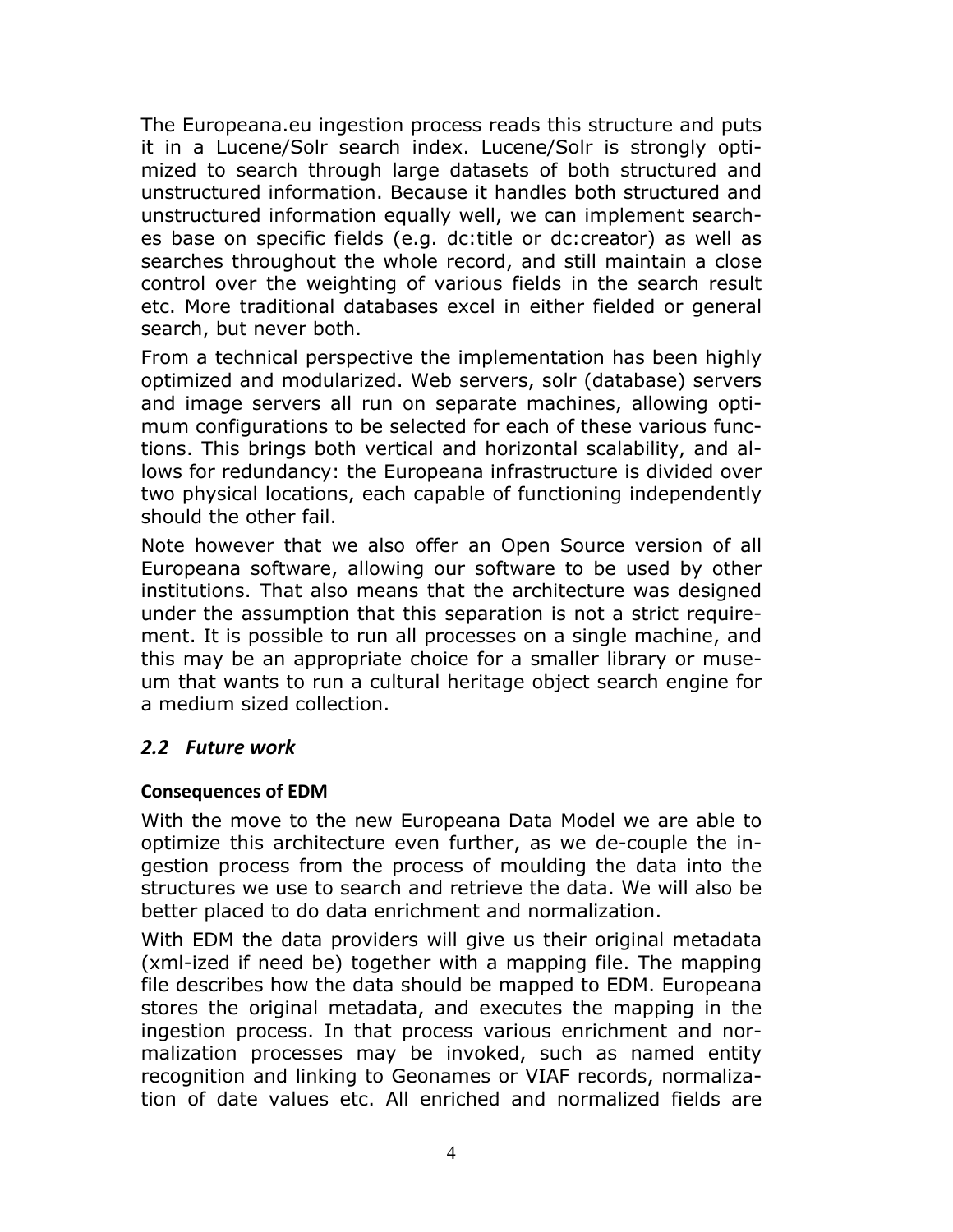The Europeana.eu ingestion process reads this structure and puts it in a Lucene/Solr search index. Lucene/Solr is strongly optimized to search through large datasets of both structured and unstructured information. Because it handles both structured and unstructured information equally well, we can implement searches base on specific fields (e.g. dc:title or dc:creator) as well as searches throughout the whole record, and still maintain a close control over the weighting of various fields in the search result etc. More traditional databases excel in either fielded or general search, but never both.

From a technical perspective the implementation has been highly optimized and modularized. Web servers, solr (database) servers and image servers all run on separate machines, allowing optimum configurations to be selected for each of these various functions. This brings both vertical and horizontal scalability, and allows for redundancy: the Europeana infrastructure is divided over two physical locations, each capable of functioning independently should the other fail.

Note however that we also offer an Open Source version of all Europeana software, allowing our software to be used by other institutions. That also means that the architecture was designed under the assumption that this separation is not a strict requirement. It is possible to run all processes on a single machine, and this may be an appropriate choice for a smaller library or museum that wants to run a cultural heritage object search engine for a medium sized collection.

## *2.2 Future work*

**Consequences of EDM**

With the move to the new Europeana Data Model we are able to optimize this architecture even further, as we de-couple the ingestion process from the process of moulding the data into the structures we use to search and retrieve the data. We will also be better placed to do data enrichment and normalization.

With EDM the data providers will give us their original metadata (xml-ized if need be) together with a mapping file. The mapping file describes how the data should be mapped to EDM. Europeana stores the original metadata, and executes the mapping in the ingestion process. In that process various enrichment and normalization processes may be invoked, such as named entity recognition and linking to Geonames or VIAF records, normalization of date values etc. All enriched and normalized fields are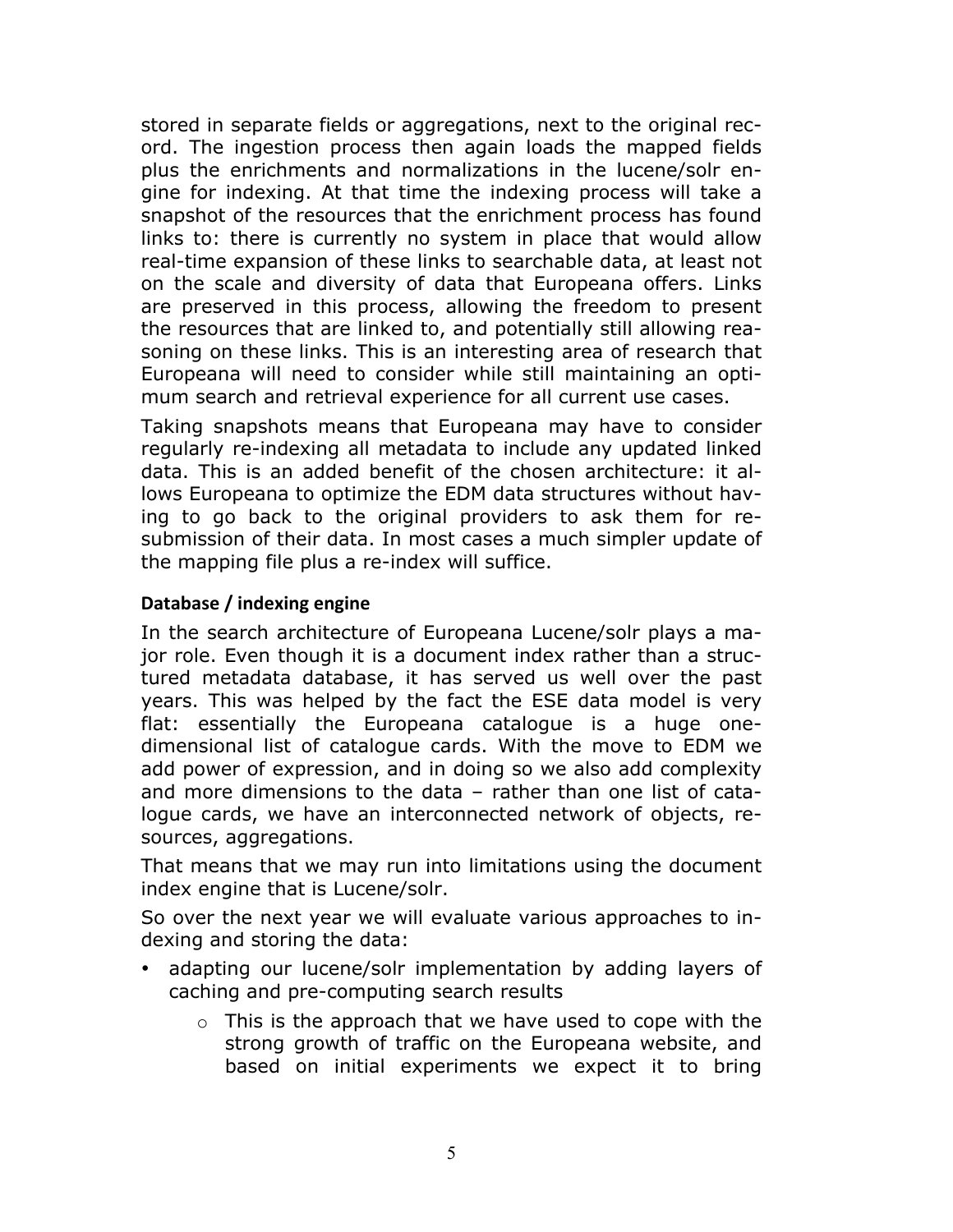stored in separate fields or aggregations, next to the original record. The ingestion process then again loads the mapped fields plus the enrichments and normalizations in the lucene/solr engine for indexing. At that time the indexing process will take a snapshot of the resources that the enrichment process has found links to: there is currently no system in place that would allow real-time expansion of these links to searchable data, at least not on the scale and diversity of data that Europeana offers. Links are preserved in this process, allowing the freedom to present the resources that are linked to, and potentially still allowing reasoning on these links. This is an interesting area of research that Europeana will need to consider while still maintaining an optimum search and retrieval experience for all current use cases.

Taking snapshots means that Europeana may have to consider regularly re-indexing all metadata to include any updated linked data. This is an added benefit of the chosen architecture: it allows Europeana to optimize the EDM data structures without having to go back to the original providers to ask them for resubmission of their data. In most cases a much simpler update of the mapping file plus a re-index will suffice.

#### Database / indexing engine

In the search architecture of Europeana Lucene/solr plays a major role. Even though it is a document index rather than a structured metadata database, it has served us well over the past years. This was helped by the fact the ESE data model is very flat: essentially the Europeana catalogue is a huge one-dimensional list of catalogue cards. With the move to EDM we add power of expression, and in doing so we also add complexity and more dimensions to the data – rather than one list of catalogue cards, we have an interconnected network of objects, resources, aggregations.

That means that we may run into limitations using the document index engine that is Lucene/solr.

So over the next year we will evaluate various approaches to indexing and storing the data:

- adapting our lucene/solr implementation by adding layers of caching and pre-computing search results
    - This is the approach that we have used to cope with the strong growth of traffic on the Europeana website, and based on initial experiments we expect it to bring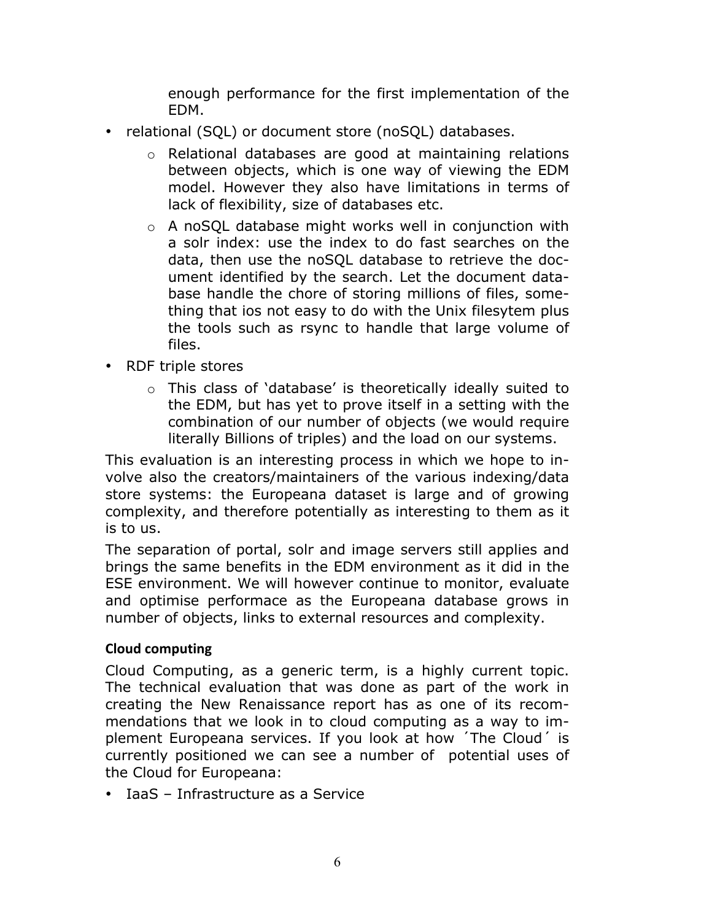enough performance for the first implementation of the EDM.

- relational (SQL) or document store (noSQL) databases.
    - Relational databases are good at maintaining relations between objects, which is one way of viewing the EDM model. However they also have limitations in terms of lack of flexibility, size of databases etc.
    - A noSQL database might works well in conjunction with a solr index: use the index to do fast searches on the data, then use the noSQL database to retrieve the document identified by the search. Let the document database handle the chore of storing millions of files, something that ios not easy to do with the Unix filesytem plus the tools such as rsync to handle that large volume of files.
- RDF triple stores
    - This class of 'database' is theoretically ideally suited to the EDM, but has yet to prove itself in a setting with the combination of our number of objects (we would require literally Billions of triples) and the load on our systems.

This evaluation is an interesting process in which we hope to involve also the creators/maintainers of the various indexing/data store systems: the Europeana dataset is large and of growing complexity, and therefore potentially as interesting to them as it is to us.

The separation of portal, solr and image servers still applies and brings the same benefits in the EDM environment as it did in the ESE environment. We will however continue to monitor, evaluate and optimise performace as the Europeana database grows in number of objects, links to external resources and complexity.

**Cloud computing**

Cloud Computing, as a generic term, is a highly current topic. The technical evaluation that was done as part of the work in creating the New Renaissance report has as one of its recommendations that we look in to cloud computing as a way to implement Europeana services. If you look at how ´The Cloud´ is currently positioned we can see a number of potential uses of the Cloud for Europeana:

- IaaS – Infrastructure as a Service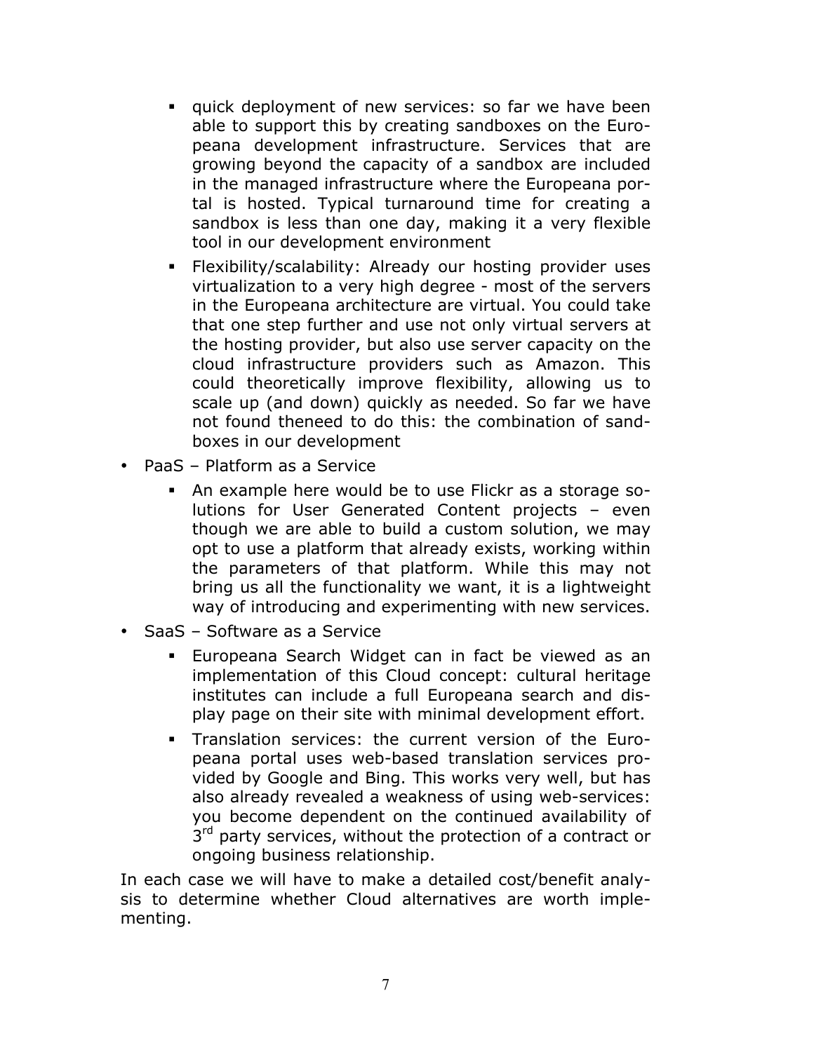- quick deployment of new services: so far we have been able to support this by creating sandboxes on the Europeana development infrastructure. Services that are growing beyond the capacity of a sandbox are included in the managed infrastructure where the Europeana portal is hosted. Typical turnaround time for creating a sandbox is less than one day, making it a very flexible tool in our development environment
  - Flexibility/scalability: Already our hosting provider uses virtualization to a very high degree - most of the servers in the Europeana architecture are virtual. You could take that one step further and use not only virtual servers at the hosting provider, but also use server capacity on the cloud infrastructure providers such as Amazon. This could theoretically improve flexibility, allowing us to scale up (and down) quickly as needed. So far we have not found theneed to do this: the combination of sandboxes in our development
- PaaS – Platform as a Service
  - An example here would be to use Flickr as a storage solutions for User Generated Content projects – even though we are able to build a custom solution, we may opt to use a platform that already exists, working within the parameters of that platform. While this may not bring us all the functionality we want, it is a lightweight way of introducing and experimenting with new services.
- SaaS – Software as a Service
  - Europeana Search Widget can in fact be viewed as an implementation of this Cloud concept: cultural heritage institutes can include a full Europeana search and display page on their site with minimal development effort.
  - Translation services: the current version of the Europeana portal uses web-based translation services provided by Google and Bing. This works very well, but has also already revealed a weakness of using web-services: you become dependent on the continued availability of 3rd party services, without the protection of a contract or ongoing business relationship.

In each case we will have to make a detailed cost/benefit analysis to determine whether Cloud alternatives are worth implementing.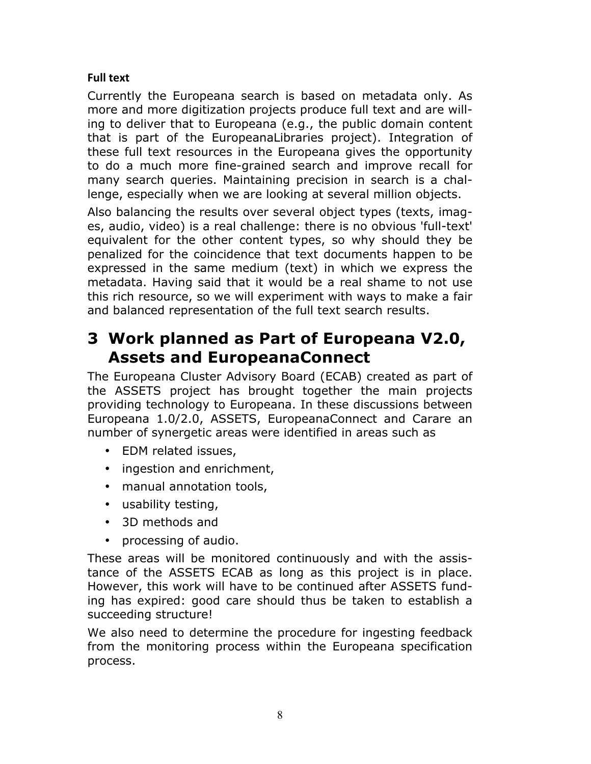**Full text**

Currently the Europeana search is based on metadata only. As more and more digitization projects produce full text and are willing to deliver that to Europeana (e.g., the public domain content that is part of the EuropeanaLibraries project). Integration of these full text resources in the Europeana gives the opportunity to do a much more fine-grained search and improve recall for many search queries. Maintaining precision in search is a challenge, especially when we are looking at several million objects.

Also balancing the results over several object types (texts, images, audio, video) is a real challenge: there is no obvious 'full-text' equivalent for the other content types, so why should they be penalized for the coincidence that text documents happen to be expressed in the same medium (text) in which we express the metadata. Having said that it would be a real shame to not use this rich resource, so we will experiment with ways to make a fair and balanced representation of the full text search results.

# 3 Work planned as Part of Europeana V2.0, Assets and EuropeanaConnect

The Europeana Cluster Advisory Board (ECAB) created as part of the ASSETS project has brought together the main projects providing technology to Europeana. In these discussions between Europeana 1.0/2.0, ASSETS, EuropeanaConnect and Carare an number of synergetic areas were identified in areas such as

- EDM related issues,
- ingestion and enrichment,
- manual annotation tools,
- usability testing,
- 3D methods and
- processing of audio.

These areas will be monitored continuously and with the assistance of the ASSETS ECAB as long as this project is in place. However, this work will have to be continued after ASSETS funding has expired: good care should thus be taken to establish a succeeding structure!

We also need to determine the procedure for ingesting feedback from the monitoring process within the Europeana specification process.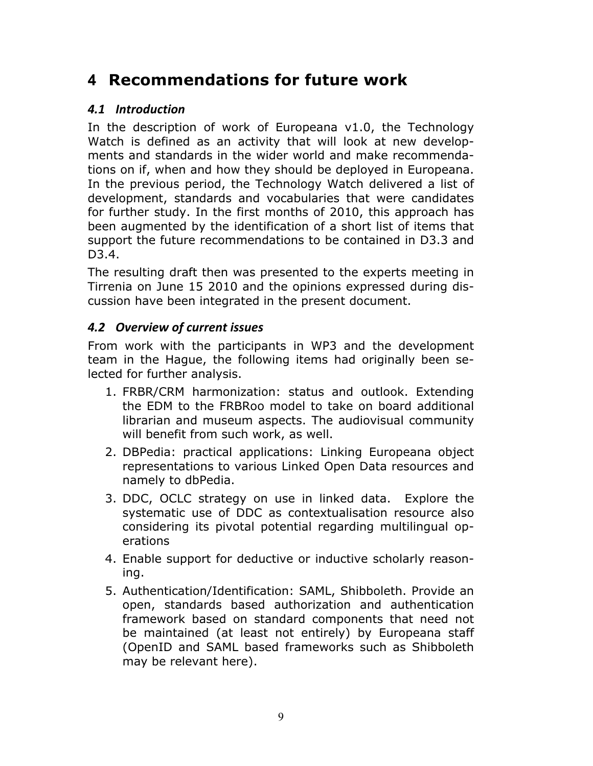# 4 Recommendations for future work

## *4.1 Introduction*

In the description of work of Europeana v1.0, the Technology Watch is defined as an activity that will look at new developments and standards in the wider world and make recommendations on if, when and how they should be deployed in Europeana. In the previous period, the Technology Watch delivered a list of development, standards and vocabularies that were candidates for further study. In the first months of 2010, this approach has been augmented by the identification of a short list of items that support the future recommendations to be contained in D3.3 and D3.4.

The resulting draft then was presented to the experts meeting in Tirrenia on June 15 2010 and the opinions expressed during discussion have been integrated in the present document.

## *4.2 Overview of current issues*

From work with the participants in WP3 and the development team in the Hague, the following items had originally been selected for further analysis.

1. FRBR/CRM harmonization: status and outlook. Extending the EDM to the FRBRoo model to take on board additional librarian and museum aspects. The audiovisual community will benefit from such work, as well.
2. DBPedia: practical applications: Linking Europeana object representations to various Linked Open Data resources and namely to dbPedia.
3. DDC, OCLC strategy on use in linked data. Explore the systematic use of DDC as contextualisation resource also considering its pivotal potential regarding multilingual operations
4. Enable support for deductive or inductive scholarly reasoning.
5. Authentication/Identification: SAML, Shibboleth. Provide an open, standards based authorization and authentication framework based on standard components that need not be maintained (at least not entirely) by Europeana staff (OpenID and SAML based frameworks such as Shibboleth may be relevant here).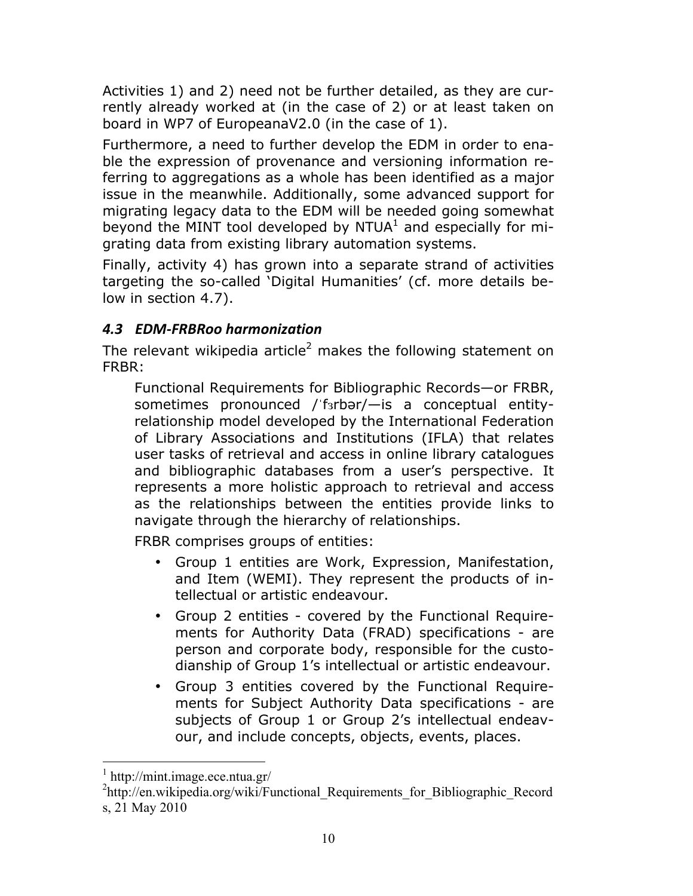Activities 1) and 2) need not be further detailed, as they are currently already worked at (in the case of 2) or at least taken on board in WP7 of EuropeanaV2.0 (in the case of 1).

Furthermore, a need to further develop the EDM in order to enable the expression of provenance and versioning information referring to aggregations as a whole has been identified as a major issue in the meanwhile. Additionally, some advanced support for migrating legacy data to the EDM will be needed going somewhat beyond the MINT tool developed by NTUA[1] and especially for migrating data from existing library automation systems.

Finally, activity 4) has grown into a separate strand of activities targeting the so-called 'Digital Humanities' (cf. more details below in section 4.7).

### *4.3 EDM-FRBRoo harmonization*

The relevant wikipedia article[2] makes the following statement on FRBR:

> Functional Requirements for Bibliographic Records—or FRBR, sometimes pronounced /ˈfɜrbər/—is a conceptual entity-relationship model developed by the International Federation of Library Associations and Institutions (IFLA) that relates user tasks of retrieval and access in online library catalogues and bibliographic databases from a user's perspective. It represents a more holistic approach to retrieval and access as the relationships between the entities provide links to navigate through the hierarchy of relationships.
>
> FRBR comprises groups of entities:
>
> - Group 1 entities are Work, Expression, Manifestation, and Item (WEMI). They represent the products of intellectual or artistic endeavour.
> - Group 2 entities - covered by the Functional Requirements for Authority Data (FRAD) specifications - are person and corporate body, responsible for the custodianship of Group 1's intellectual or artistic endeavour.
> - Group 3 entities covered by the Functional Requirements for Subject Authority Data specifications - are subjects of Group 1 or Group 2's intellectual endeavour, and include concepts, objects, events, places.

---

[1] http://mint.image.ece.ntua.gr/

[2] http://en.wikipedia.org/wiki/Functional_Requirements_for_Bibliographic_Records, 21 May 2010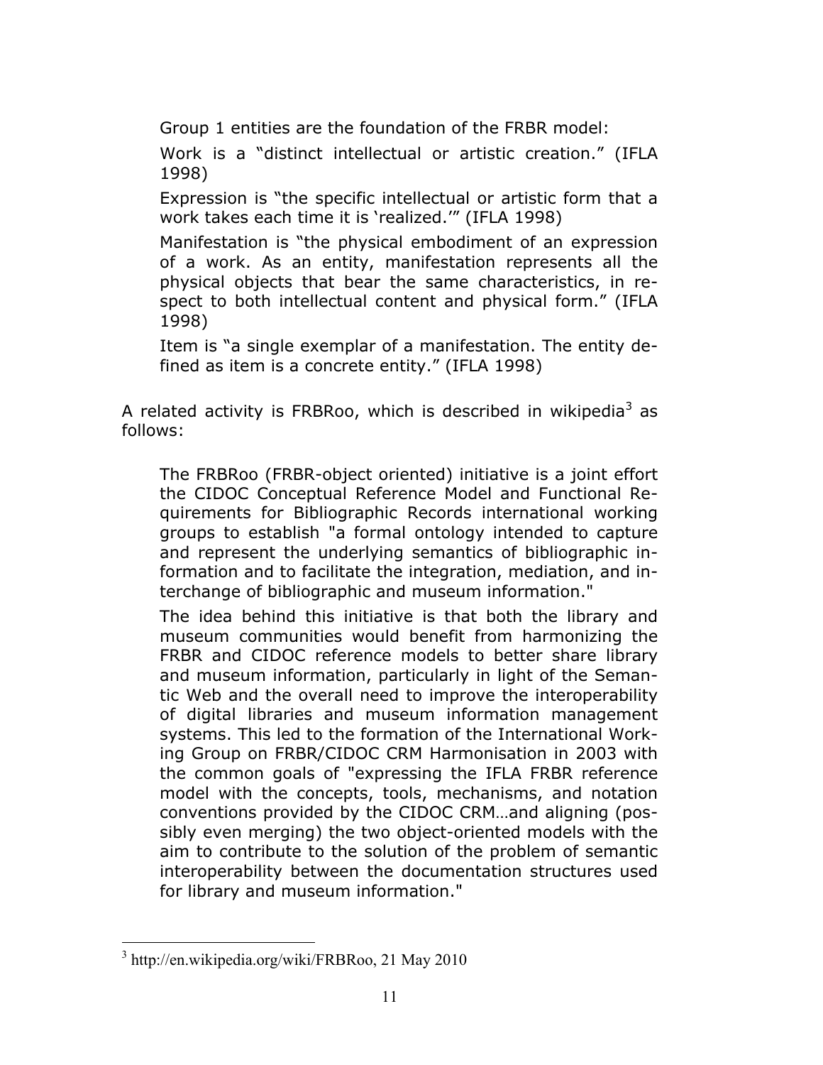> Group 1 entities are the foundation of the FRBR model:
>
> Work is a "distinct intellectual or artistic creation." (IFLA 1998)
>
> Expression is "the specific intellectual or artistic form that a work takes each time it is 'realized.'" (IFLA 1998)
>
> Manifestation is "the physical embodiment of an expression of a work. As an entity, manifestation represents all the physical objects that bear the same characteristics, in respect to both intellectual content and physical form." (IFLA 1998)
>
> Item is "a single exemplar of a manifestation. The entity defined as item is a concrete entity." (IFLA 1998)

A related activity is FRBRoo, which is described in wikipedia[3] as follows:

> The FRBRoo (FRBR-object oriented) initiative is a joint effort the CIDOC Conceptual Reference Model and Functional Requirements for Bibliographic Records international working groups to establish "a formal ontology intended to capture and represent the underlying semantics of bibliographic information and to facilitate the integration, mediation, and interchange of bibliographic and museum information."
>
> The idea behind this initiative is that both the library and museum communities would benefit from harmonizing the FRBR and CIDOC reference models to better share library and museum information, particularly in light of the Semantic Web and the overall need to improve the interoperability of digital libraries and museum information management systems. This led to the formation of the International Working Group on FRBR/CIDOC CRM Harmonisation in 2003 with the common goals of "expressing the IFLA FRBR reference model with the concepts, tools, mechanisms, and notation conventions provided by the CIDOC CRM…and aligning (possibly even merging) the two object-oriented models with the aim to contribute to the solution of the problem of semantic interoperability between the documentation structures used for library and museum information."

[3] http://en.wikipedia.org/wiki/FRBRoo, 21 May 2010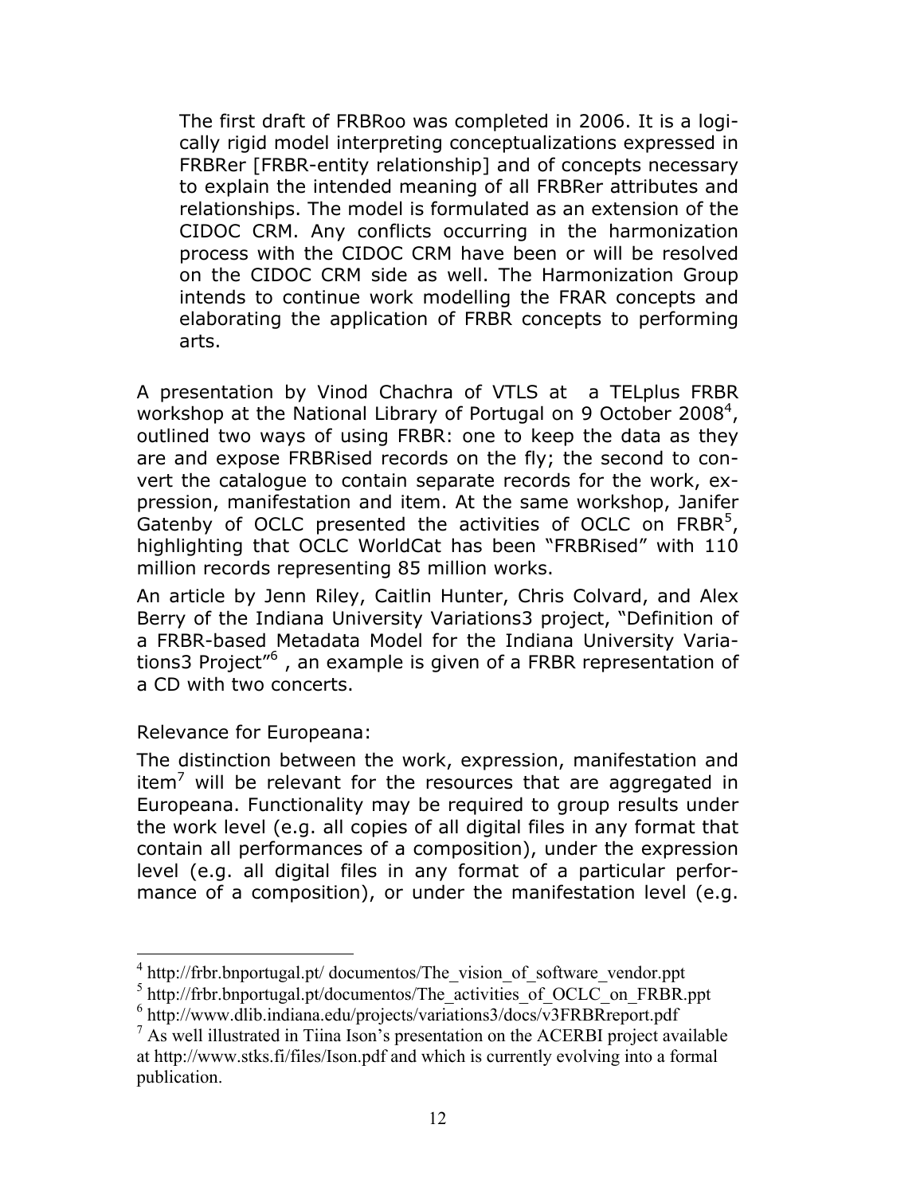> The first draft of FRBRoo was completed in 2006. It is a logically rigid model interpreting conceptualizations expressed in FRBRer [FRBR-entity relationship] and of concepts necessary to explain the intended meaning of all FRBRer attributes and relationships. The model is formulated as an extension of the CIDOC CRM. Any conflicts occurring in the harmonization process with the CIDOC CRM have been or will be resolved on the CIDOC CRM side as well. The Harmonization Group intends to continue work modelling the FRAR concepts and elaborating the application of FRBR concepts to performing arts.

A presentation by Vinod Chachra of VTLS at a TELplus FRBR workshop at the National Library of Portugal on 9 October 2008[4], outlined two ways of using FRBR: one to keep the data as they are and expose FRBRised records on the fly; the second to convert the catalogue to contain separate records for the work, expression, manifestation and item. At the same workshop, Janifer Gatenby of OCLC presented the activities of OCLC on FRBR[5], highlighting that OCLC WorldCat has been "FRBRised" with 110 million records representing 85 million works.

An article by Jenn Riley, Caitlin Hunter, Chris Colvard, and Alex Berry of the Indiana University Variations3 project, "Definition of a FRBR-based Metadata Model for the Indiana University Variations3 Project"[6] , an example is given of a FRBR representation of a CD with two concerts.

Relevance for Europeana:

The distinction between the work, expression, manifestation and item[7] will be relevant for the resources that are aggregated in Europeana. Functionality may be required to group results under the work level (e.g. all copies of all digital files in any format that contain all performances of a composition), under the expression level (e.g. all digital files in any format of a particular performance of a composition), or under the manifestation level (e.g.

---

[4] http://frbr.bnportugal.pt/ documentos/The_vision_of_software_vendor.ppt

[5] http://frbr.bnportugal.pt/documentos/The_activities_of_OCLC_on_FRBR.ppt

[6] http://www.dlib.indiana.edu/projects/variations3/docs/v3FRBRreport.pdf

[7] As well illustrated in Tiina Ison's presentation on the ACERBI project available at http://www.stks.fi/files/Ison.pdf and which is currently evolving into a formal publication.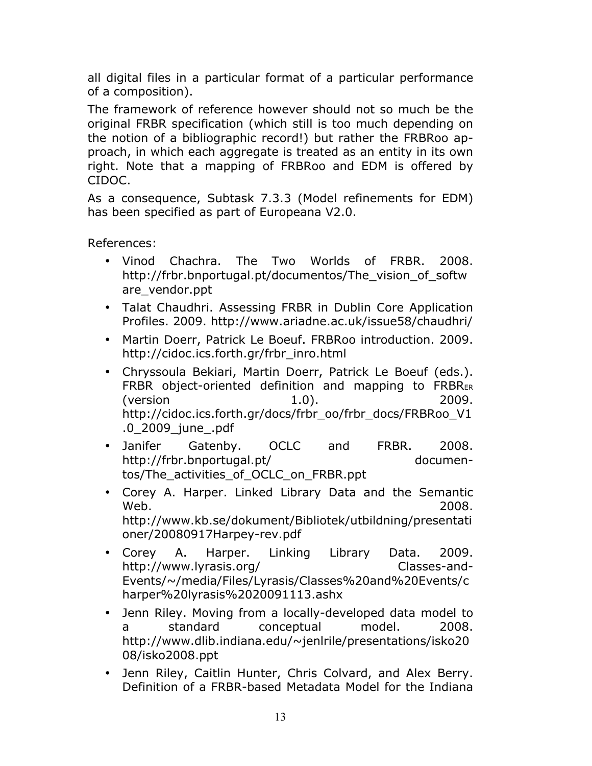all digital files in a particular format of a particular performance of a composition).

The framework of reference however should not so much be the original FRBR specification (which still is too much depending on the notion of a bibliographic record!) but rather the FRBRoo approach, in which each aggregate is treated as an entity in its own right. Note that a mapping of FRBRoo and EDM is offered by CIDOC.

As a consequence, Subtask 7.3.3 (Model refinements for EDM) has been specified as part of Europeana V2.0.

References:

- Vinod Chachra. The Two Worlds of FRBR. 2008. http://frbr.bnportugal.pt/documentos/The_vision_of_software_vendor.ppt
- Talat Chaudhri. Assessing FRBR in Dublin Core Application Profiles. 2009. http://www.ariadne.ac.uk/issue58/chaudhri/
- Martin Doerr, Patrick Le Boeuf. FRBRoo introduction. 2009. http://cidoc.ics.forth.gr/frbr_inro.html
- Chryssoula Bekiari, Martin Doerr, Patrick Le Boeuf (eds.). FRBR object-oriented definition and mapping to FRBR$_{ER}$ (version 1.0). 2009. http://cidoc.ics.forth.gr/docs/frbr_oo/frbr_docs/FRBRoo_V1.0_2009_june_.pdf
- Janifer Gatenby. OCLC and FRBR. 2008. http://frbr.bnportugal.pt/ documentos/The_activities_of_OCLC_on_FRBR.ppt
- Corey A. Harper. Linked Library Data and the Semantic Web. 2008. http://www.kb.se/dokument/Bibliotek/utbildning/presentationer/20080917Harpey-rev.pdf
- Corey A. Harper. Linking Library Data. 2009. http://www.lyrasis.org/ Classes-and-Events/~/media/Files/Lyrasis/Classes%20and%20Events/charper%20lyrasis%2020091113.ashx
- Jenn Riley. Moving from a locally-developed data model to a standard conceptual model. 2008. http://www.dlib.indiana.edu/~jenlrile/presentations/isko2008/isko2008.ppt
- Jenn Riley, Caitlin Hunter, Chris Colvard, and Alex Berry. Definition of a FRBR-based Metadata Model for the Indiana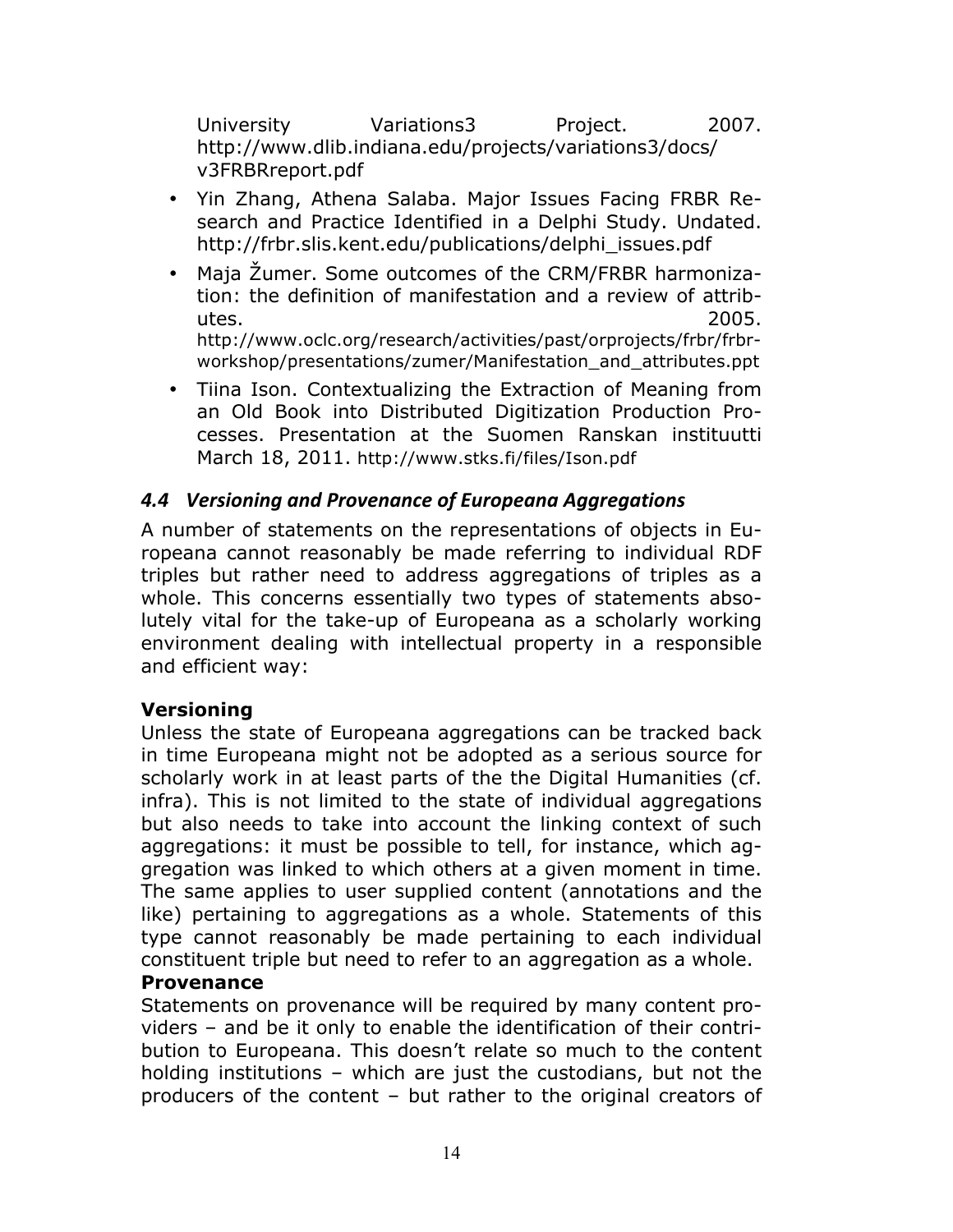University Variations3 Project. 2007. http://www.dlib.indiana.edu/projects/variations3/docs/v3FRBRreport.pdf

- Yin Zhang, Athena Salaba. Major Issues Facing FRBR Research and Practice Identified in a Delphi Study. Undated. http://frbr.slis.kent.edu/publications/delphi_issues.pdf
- Maja Žumer. Some outcomes of the CRM/FRBR harmonization: the definition of manifestation and a review of attributes. 2005. http://www.oclc.org/research/activities/past/orprojects/frbr/frbr-workshop/presentations/zumer/Manifestation_and_attributes.ppt
- Tiina Ison. Contextualizing the Extraction of Meaning from an Old Book into Distributed Digitization Production Processes. Presentation at the Suomen Ranskan instituutti March 18, 2011. http://www.stks.fi/files/Ison.pdf

### *4.4 Versioning and Provenance of Europeana Aggregations*

A number of statements on the representations of objects in Europeana cannot reasonably be made referring to individual RDF triples but rather need to address aggregations of triples as a whole. This concerns essentially two types of statements absolutely vital for the take-up of Europeana as a scholarly working environment dealing with intellectual property in a responsible and efficient way:

**Versioning**

Unless the state of Europeana aggregations can be tracked back in time Europeana might not be adopted as a serious source for scholarly work in at least parts of the the Digital Humanities (cf. infra). This is not limited to the state of individual aggregations but also needs to take into account the linking context of such aggregations: it must be possible to tell, for instance, which aggregation was linked to which others at a given moment in time. The same applies to user supplied content (annotations and the like) pertaining to aggregations as a whole. Statements of this type cannot reasonably be made pertaining to each individual constituent triple but need to refer to an aggregation as a whole.

**Provenance**

Statements on provenance will be required by many content providers – and be it only to enable the identification of their contribution to Europeana. This doesn't relate so much to the content holding institutions – which are just the custodians, but not the producers of the content – but rather to the original creators of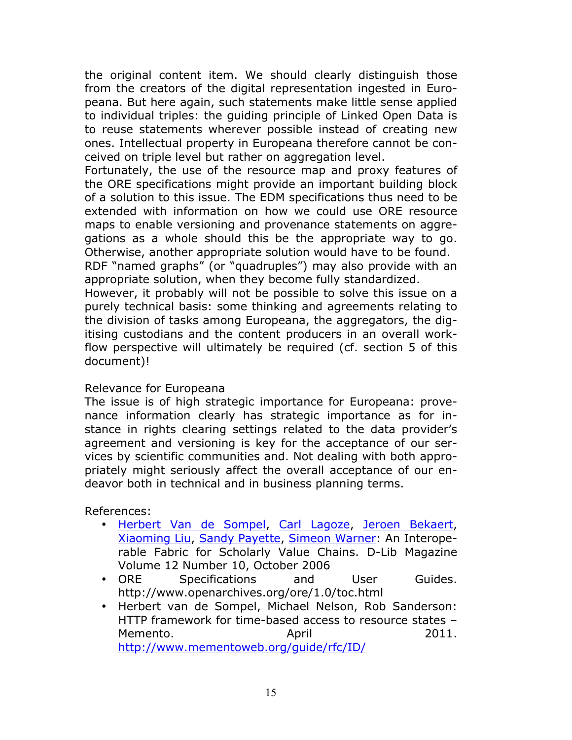the original content item. We should clearly distinguish those from the creators of the digital representation ingested in Europeana. But here again, such statements make little sense applied to individual triples: the guiding principle of Linked Open Data is to reuse statements wherever possible instead of creating new ones. Intellectual property in Europeana therefore cannot be conceived on triple level but rather on aggregation level.
Fortunately, the use of the resource map and proxy features of the ORE specifications might provide an important building block of a solution to this issue. The EDM specifications thus need to be extended with information on how we could use ORE resource maps to enable versioning and provenance statements on aggregations as a whole should this be the appropriate way to go. Otherwise, another appropriate solution would have to be found.
RDF "named graphs" (or "quadruples") may also provide with an appropriate solution, when they become fully standardized.
However, it probably will not be possible to solve this issue on a purely technical basis: some thinking and agreements relating to the division of tasks among Europeana, the aggregators, the digitising custodians and the content producers in an overall workflow perspective will ultimately be required (cf. section 5 of this document)!

Relevance for Europeana
The issue is of high strategic importance for Europeana: provenance information clearly has strategic importance as for instance in rights clearing settings related to the data provider's agreement and versioning is key for the acceptance of our services by scientific communities and. Not dealing with both appropriately might seriously affect the overall acceptance of our endeavor both in technical and in business planning terms.

References:

- Herbert Van de Sompel, Carl Lagoze, Jeroen Bekaert, Xiaoming Liu, Sandy Payette, Simeon Warner: An Interoperable Fabric for Scholarly Value Chains. D-Lib Magazine Volume 12 Number 10, October 2006
- ORE Specifications and User Guides. http://www.openarchives.org/ore/1.0/toc.html
- Herbert van de Sompel, Michael Nelson, Rob Sanderson: HTTP framework for time-based access to resource states – Memento. April 2011. http://www.mementoweb.org/guide/rfc/ID/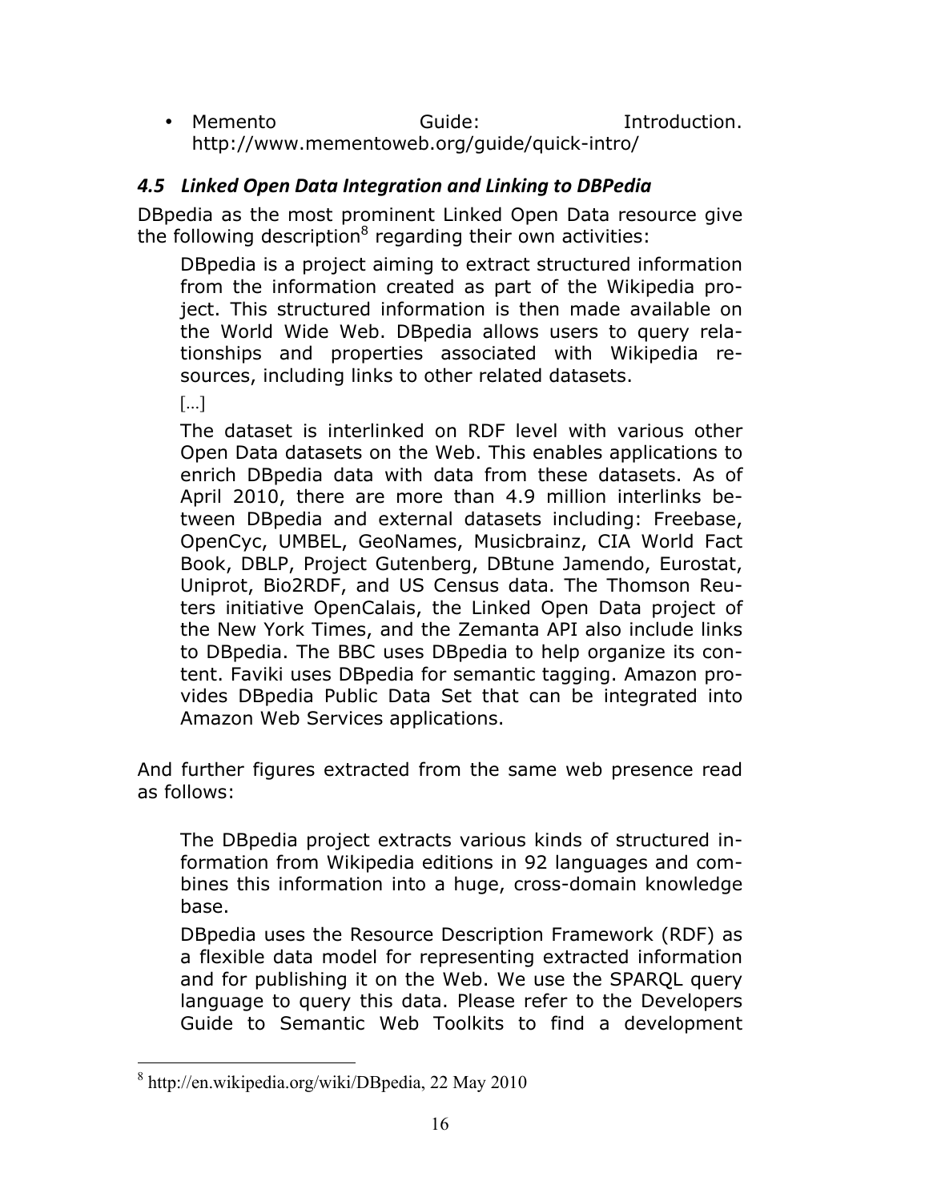- Memento Guide: Introduction. http://www.mementoweb.org/guide/quick-intro/

### *4.5 Linked Open Data Integration and Linking to DBPedia*

DBpedia as the most prominent Linked Open Data resource give the following description[8] regarding their own activities:

> DBpedia is a project aiming to extract structured information from the information created as part of the Wikipedia project. This structured information is then made available on the World Wide Web. DBpedia allows users to query relationships and properties associated with Wikipedia resources, including links to other related datasets.
>
> […]
>
> The dataset is interlinked on RDF level with various other Open Data datasets on the Web. This enables applications to enrich DBpedia data with data from these datasets. As of April 2010, there are more than 4.9 million interlinks between DBpedia and external datasets including: Freebase, OpenCyc, UMBEL, GeoNames, Musicbrainz, CIA World Fact Book, DBLP, Project Gutenberg, DBtune Jamendo, Eurostat, Uniprot, Bio2RDF, and US Census data. The Thomson Reuters initiative OpenCalais, the Linked Open Data project of the New York Times, and the Zemanta API also include links to DBpedia. The BBC uses DBpedia to help organize its content. Faviki uses DBpedia for semantic tagging. Amazon provides DBpedia Public Data Set that can be integrated into Amazon Web Services applications.

And further figures extracted from the same web presence read as follows:

> The DBpedia project extracts various kinds of structured information from Wikipedia editions in 92 languages and combines this information into a huge, cross-domain knowledge base.
>
> DBpedia uses the Resource Description Framework (RDF) as a flexible data model for representing extracted information and for publishing it on the Web. We use the SPARQL query language to query this data. Please refer to the Developers Guide to Semantic Web Toolkits to find a development

[8] http://en.wikipedia.org/wiki/DBpedia, 22 May 2010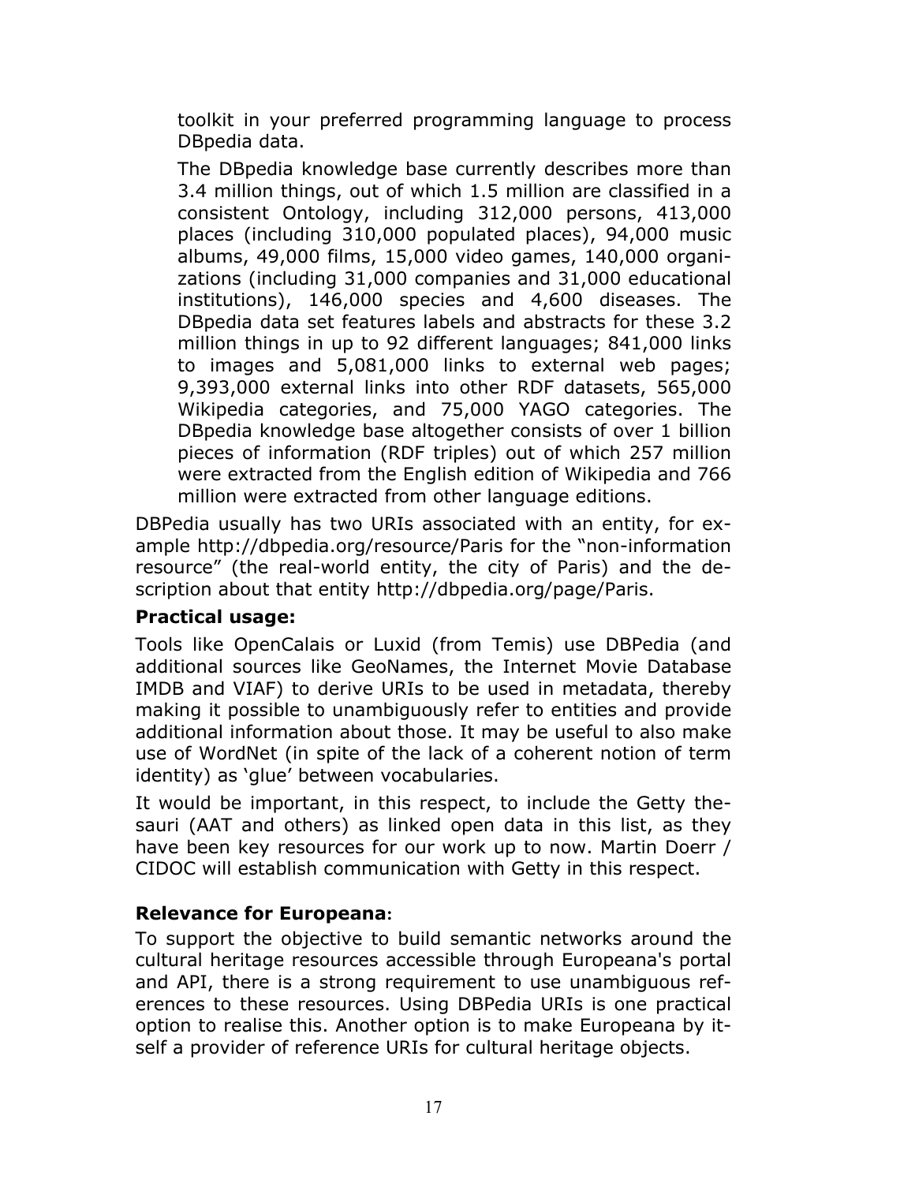toolkit in your preferred programming language to process DBpedia data.

> The DBpedia knowledge base currently describes more than 3.4 million things, out of which 1.5 million are classified in a consistent Ontology, including 312,000 persons, 413,000 places (including 310,000 populated places), 94,000 music albums, 49,000 films, 15,000 video games, 140,000 organizations (including 31,000 companies and 31,000 educational institutions), 146,000 species and 4,600 diseases. The DBpedia data set features labels and abstracts for these 3.2 million things in up to 92 different languages; 841,000 links to images and 5,081,000 links to external web pages; 9,393,000 external links into other RDF datasets, 565,000 Wikipedia categories, and 75,000 YAGO categories. The DBpedia knowledge base altogether consists of over 1 billion pieces of information (RDF triples) out of which 257 million were extracted from the English edition of Wikipedia and 766 million were extracted from other language editions.

DBPedia usually has two URIs associated with an entity, for example http://dbpedia.org/resource/Paris for the "non-information resource" (the real-world entity, the city of Paris) and the description about that entity http://dbpedia.org/page/Paris.

**Practical usage:**

Tools like OpenCalais or Luxid (from Temis) use DBPedia (and additional sources like GeoNames, the Internet Movie Database IMDB and VIAF) to derive URIs to be used in metadata, thereby making it possible to unambiguously refer to entities and provide additional information about those. It may be useful to also make use of WordNet (in spite of the lack of a coherent notion of term identity) as 'glue' between vocabularies.

It would be important, in this respect, to include the Getty thesauri (AAT and others) as linked open data in this list, as they have been key resources for our work up to now. Martin Doerr / CIDOC will establish communication with Getty in this respect.

**Relevance for Europeana:**

To support the objective to build semantic networks around the cultural heritage resources accessible through Europeana's portal and API, there is a strong requirement to use unambiguous references to these resources. Using DBPedia URIs is one practical option to realise this. Another option is to make Europeana by itself a provider of reference URIs for cultural heritage objects.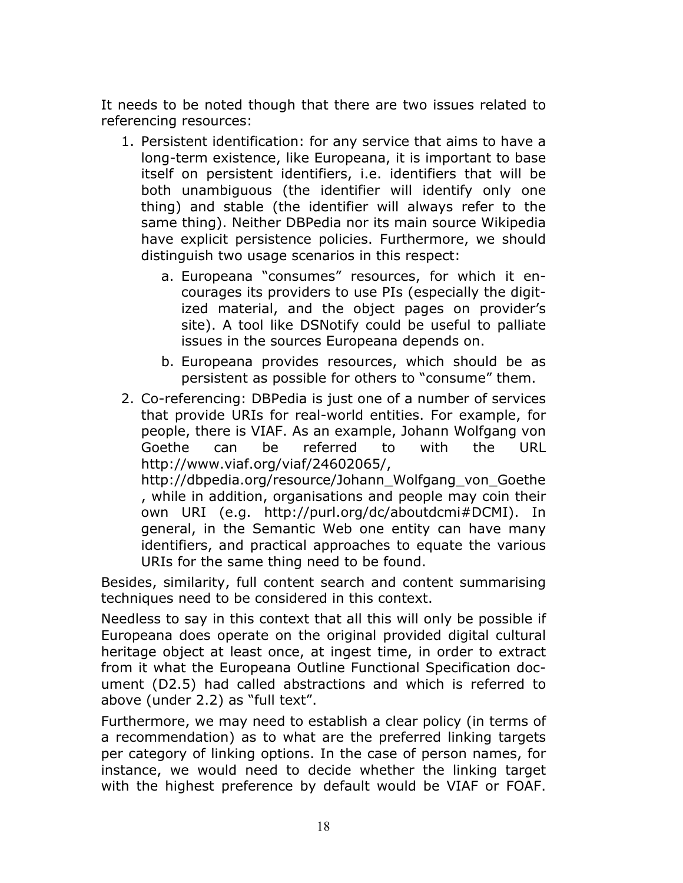It needs to be noted though that there are two issues related to referencing resources:

1. Persistent identification: for any service that aims to have a long-term existence, like Europeana, it is important to base itself on persistent identifiers, i.e. identifiers that will be both unambiguous (the identifier will identify only one thing) and stable (the identifier will always refer to the same thing). Neither DBPedia nor its main source Wikipedia have explicit persistence policies. Furthermore, we should distinguish two usage scenarios in this respect:
    a. Europeana "consumes" resources, for which it encourages its providers to use PIs (especially the digitized material, and the object pages on provider's site). A tool like DSNotify could be useful to palliate issues in the sources Europeana depends on.
    b. Europeana provides resources, which should be as persistent as possible for others to "consume" them.
2. Co-referencing: DBPedia is just one of a number of services that provide URIs for real-world entities. For example, for people, there is VIAF. As an example, Johann Wolfgang von Goethe can be referred to with the URL http://www.viaf.org/viaf/24602065/, http://dbpedia.org/resource/Johann_Wolfgang_von_Goethe, while in addition, organisations and people may coin their own URI (e.g. http://purl.org/dc/aboutdcmi#DCMI). In general, in the Semantic Web one entity can have many identifiers, and practical approaches to equate the various URIs for the same thing need to be found.

Besides, similarity, full content search and content summarising techniques need to be considered in this context.

Needless to say in this context that all this will only be possible if Europeana does operate on the original provided digital cultural heritage object at least once, at ingest time, in order to extract from it what the Europeana Outline Functional Specification document (D2.5) had called abstractions and which is referred to above (under 2.2) as "full text".

Furthermore, we may need to establish a clear policy (in terms of a recommendation) as to what are the preferred linking targets per category of linking options. In the case of person names, for instance, we would need to decide whether the linking target with the highest preference by default would be VIAF or FOAF.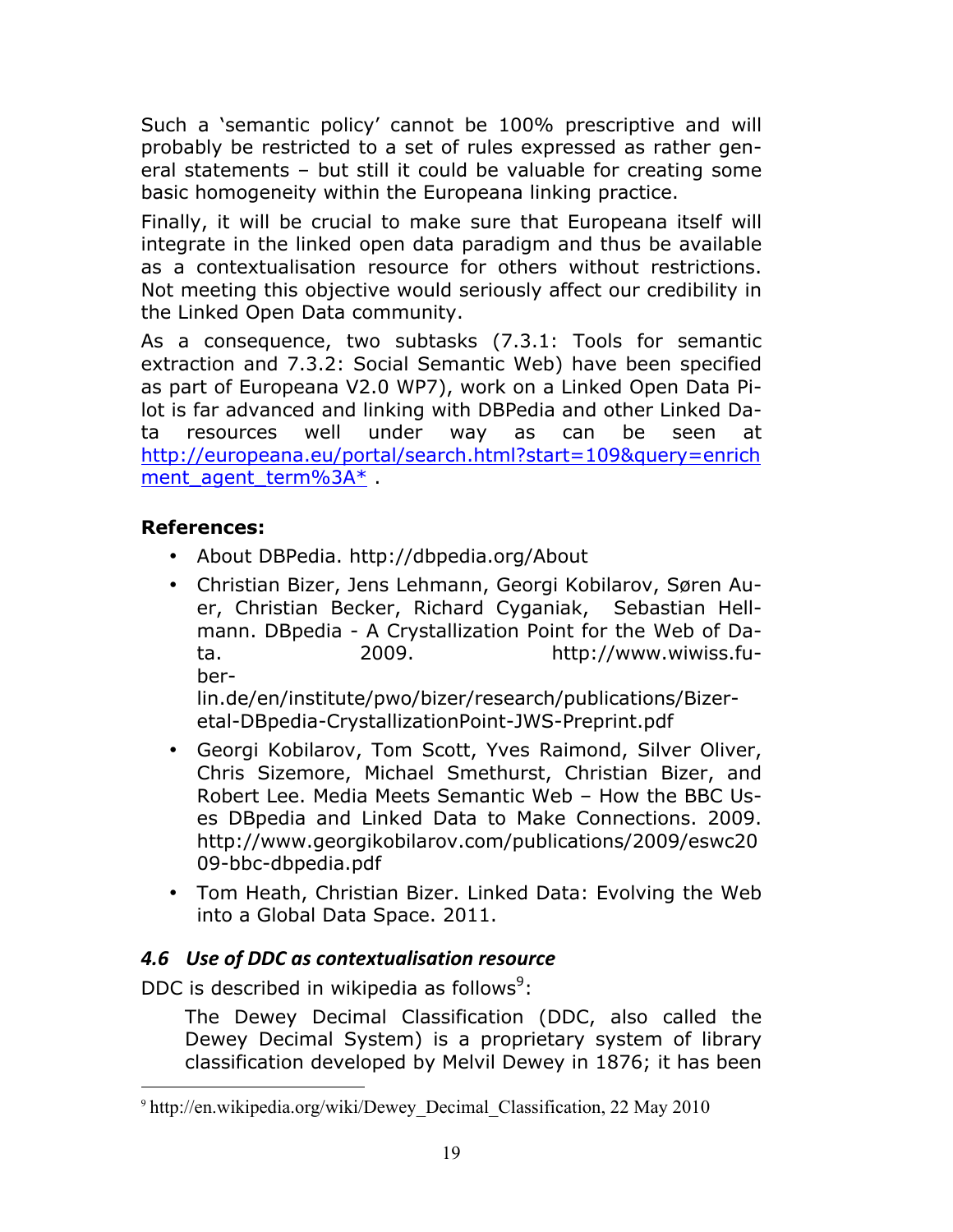Such a ‘semantic policy’ cannot be 100% prescriptive and will probably be restricted to a set of rules expressed as rather general statements – but still it could be valuable for creating some basic homogeneity within the Europeana linking practice.

Finally, it will be crucial to make sure that Europeana itself will integrate in the linked open data paradigm and thus be available as a contextualisation resource for others without restrictions. Not meeting this objective would seriously affect our credibility in the Linked Open Data community.

As a consequence, two subtasks (7.3.1: Tools for semantic extraction and 7.3.2: Social Semantic Web) have been specified as part of Europeana V2.0 WP7), work on a Linked Open Data Pilot is far advanced and linking with DBPedia and other Linked Data resources well under way as can be seen at [http://europeana.eu/portal/search.html?start=109&query=enrichment_agent_term%3A*](http://europeana.eu/portal/search.html?start=109&query=enrichment_agent_term%3A*) .

**References:**

- About DBPedia. http://dbpedia.org/About
- Christian Bizer, Jens Lehmann, Georgi Kobilarov, Søren Auer, Christian Becker, Richard Cyganiak, Sebastian Hellmann. DBpedia - A Crystallization Point for the Web of Data. 2009. http://www.wiwiss.fu-berlin.de/en/institute/pwo/bizer/research/publications/Bizer-etal-DBpedia-CrystallizationPoint-JWS-Preprint.pdf
- Georgi Kobilarov, Tom Scott, Yves Raimond, Silver Oliver, Chris Sizemore, Michael Smethurst, Christian Bizer, and Robert Lee. Media Meets Semantic Web – How the BBC Uses DBpedia and Linked Data to Make Connections. 2009. http://www.georgikobilarov.com/publications/2009/eswc2009-bbc-dbpedia.pdf
- Tom Heath, Christian Bizer. Linked Data: Evolving the Web into a Global Data Space. 2011.

### *4.6 Use of DDC as contextualisation resource*

DDC is described in wikipedia as follows[9]:

> The Dewey Decimal Classification (DDC, also called the Dewey Decimal System) is a proprietary system of library classification developed by Melvil Dewey in 1876; it has been

[9] http://en.wikipedia.org/wiki/Dewey_Decimal_Classification, 22 May 2010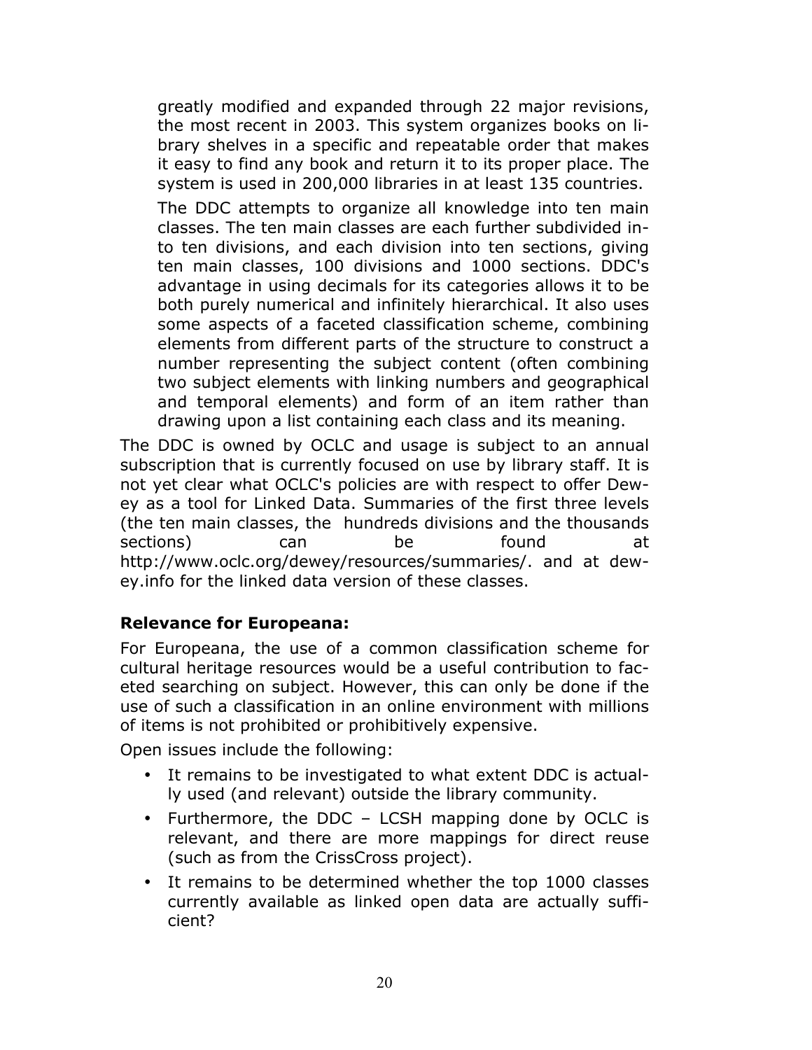greatly modified and expanded through 22 major revisions, the most recent in 2003. This system organizes books on library shelves in a specific and repeatable order that makes it easy to find any book and return it to its proper place. The system is used in 200,000 libraries in at least 135 countries.

The DDC attempts to organize all knowledge into ten main classes. The ten main classes are each further subdivided into ten divisions, and each division into ten sections, giving ten main classes, 100 divisions and 1000 sections. DDC's advantage in using decimals for its categories allows it to be both purely numerical and infinitely hierarchical. It also uses some aspects of a faceted classification scheme, combining elements from different parts of the structure to construct a number representing the subject content (often combining two subject elements with linking numbers and geographical and temporal elements) and form of an item rather than drawing upon a list containing each class and its meaning.

The DDC is owned by OCLC and usage is subject to an annual subscription that is currently focused on use by library staff. It is not yet clear what OCLC's policies are with respect to offer Dewey as a tool for Linked Data. Summaries of the first three levels (the ten main classes, the hundreds divisions and the thousands sections) can be found at http://www.oclc.org/dewey/resources/summaries/. and at dewey.info for the linked data version of these classes.

**Relevance for Europeana:**

For Europeana, the use of a common classification scheme for cultural heritage resources would be a useful contribution to faceted searching on subject. However, this can only be done if the use of such a classification in an online environment with millions of items is not prohibited or prohibitively expensive.

Open issues include the following:

- It remains to be investigated to what extent DDC is actually used (and relevant) outside the library community.
- Furthermore, the DDC – LCSH mapping done by OCLC is relevant, and there are more mappings for direct reuse (such as from the CrissCross project).
- It remains to be determined whether the top 1000 classes currently available as linked open data are actually sufficient?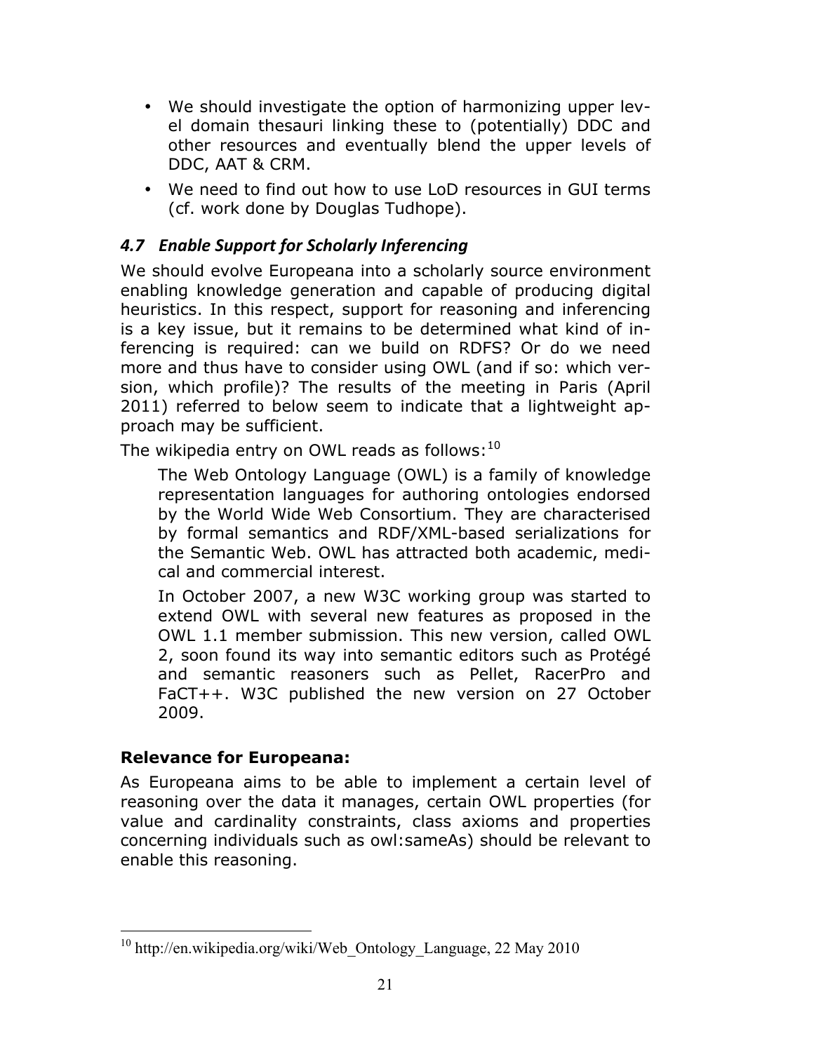- We should investigate the option of harmonizing upper level domain thesauri linking these to (potentially) DDC and other resources and eventually blend the upper levels of DDC, AAT & CRM.
- We need to find out how to use LoD resources in GUI terms (cf. work done by Douglas Tudhope).

### *4.7 Enable Support for Scholarly Inferencing*

We should evolve Europeana into a scholarly source environment enabling knowledge generation and capable of producing digital heuristics. In this respect, support for reasoning and inferencing is a key issue, but it remains to be determined what kind of inferencing is required: can we build on RDFS? Or do we need more and thus have to consider using OWL (and if so: which version, which profile)? The results of the meeting in Paris (April 2011) referred to below seem to indicate that a lightweight approach may be sufficient.

The wikipedia entry on OWL reads as follows:[10]

> The Web Ontology Language (OWL) is a family of knowledge representation languages for authoring ontologies endorsed by the World Wide Web Consortium. They are characterised by formal semantics and RDF/XML-based serializations for the Semantic Web. OWL has attracted both academic, medical and commercial interest.
>
> In October 2007, a new W3C working group was started to extend OWL with several new features as proposed in the OWL 1.1 member submission. This new version, called OWL 2, soon found its way into semantic editors such as Protégé and semantic reasoners such as Pellet, RacerPro and FaCT++. W3C published the new version on 27 October 2009.

**Relevance for Europeana:**

As Europeana aims to be able to implement a certain level of reasoning over the data it manages, certain OWL properties (for value and cardinality constraints, class axioms and properties concerning individuals such as owl:sameAs) should be relevant to enable this reasoning.

---

[10] http://en.wikipedia.org/wiki/Web_Ontology_Language, 22 May 2010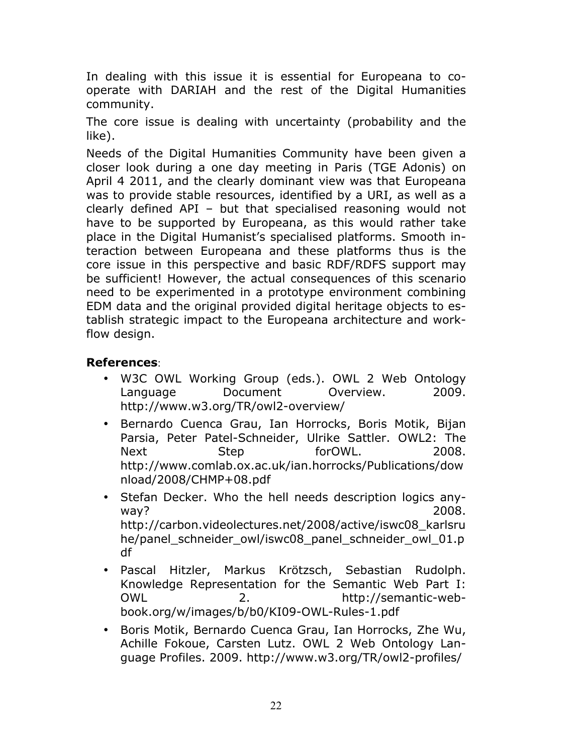In dealing with this issue it is essential for Europeana to co-operate with DARIAH and the rest of the Digital Humanities community.

The core issue is dealing with uncertainty (probability and the like).

Needs of the Digital Humanities Community have been given a closer look during a one day meeting in Paris (TGE Adonis) on April 4 2011, and the clearly dominant view was that Europeana was to provide stable resources, identified by a URI, as well as a clearly defined API – but that specialised reasoning would not have to be supported by Europeana, as this would rather take place in the Digital Humanist's specialised platforms. Smooth interaction between Europeana and these platforms thus is the core issue in this perspective and basic RDF/RDFS support may be sufficient! However, the actual consequences of this scenario need to be experimented in a prototype environment combining EDM data and the original provided digital heritage objects to establish strategic impact to the Europeana architecture and workflow design.

**References**:

- W3C OWL Working Group (eds.). OWL 2 Web Ontology Language Document Overview. 2009. http://www.w3.org/TR/owl2-overview/
- Bernardo Cuenca Grau, Ian Horrocks, Boris Motik, Bijan Parsia, Peter Patel-Schneider, Ulrike Sattler. OWL2: The Next Step forOWL. 2008. http://www.comlab.ox.ac.uk/ian.horrocks/Publications/download/2008/CHMP+08.pdf
- Stefan Decker. Who the hell needs description logics anyway? 2008. http://carbon.videolectures.net/2008/active/iswc08_karlsruhe/panel_schneider_owl/iswc08_panel_schneider_owl_01.pdf
- Pascal Hitzler, Markus Krötzsch, Sebastian Rudolph. Knowledge Representation for the Semantic Web Part I: OWL 2. http://semantic-web-book.org/w/images/b/b0/KI09-OWL-Rules-1.pdf
- Boris Motik, Bernardo Cuenca Grau, Ian Horrocks, Zhe Wu, Achille Fokoue, Carsten Lutz. OWL 2 Web Ontology Language Profiles. 2009. http://www.w3.org/TR/owl2-profiles/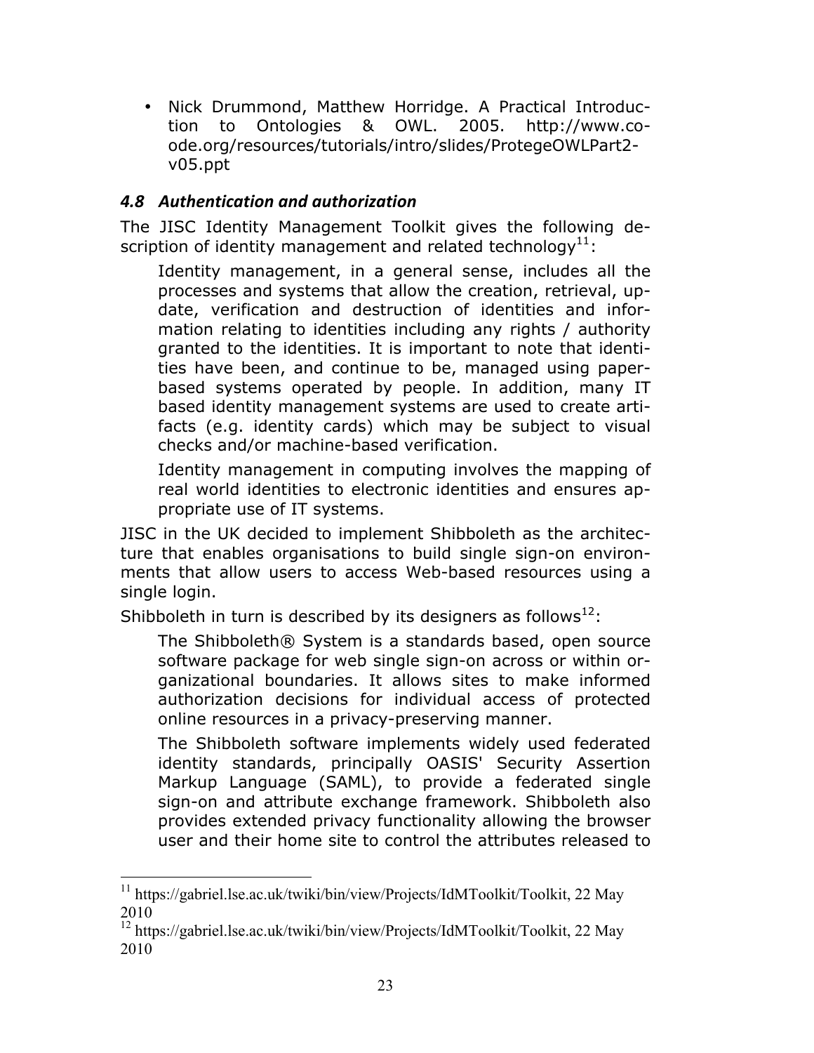- Nick Drummond, Matthew Horridge. A Practical Introduction to Ontologies & OWL. 2005. http://www.co-ode.org/resources/tutorials/intro/slides/ProtegeOWLPart2-v05.ppt

### *4.8 Authentication and authorization*

The JISC Identity Management Toolkit gives the following description of identity management and related technology[11]:

> Identity management, in a general sense, includes all the processes and systems that allow the creation, retrieval, update, verification and destruction of identities and information relating to identities including any rights / authority granted to the identities. It is important to note that identities have been, and continue to be, managed using paper-based systems operated by people. In addition, many IT based identity management systems are used to create artifacts (e.g. identity cards) which may be subject to visual checks and/or machine-based verification.
>
> Identity management in computing involves the mapping of real world identities to electronic identities and ensures appropriate use of IT systems.

JISC in the UK decided to implement Shibboleth as the architecture that enables organisations to build single sign-on environments that allow users to access Web-based resources using a single login.

Shibboleth in turn is described by its designers as follows[12]:

> The Shibboleth® System is a standards based, open source software package for web single sign-on across or within organizational boundaries. It allows sites to make informed authorization decisions for individual access of protected online resources in a privacy-preserving manner.
>
> The Shibboleth software implements widely used federated identity standards, principally OASIS' Security Assertion Markup Language (SAML), to provide a federated single sign-on and attribute exchange framework. Shibboleth also provides extended privacy functionality allowing the browser user and their home site to control the attributes released to

---

[11] https://gabriel.lse.ac.uk/twiki/bin/view/Projects/IdMToolkit/Toolkit, 22 May 2010

[12] https://gabriel.lse.ac.uk/twiki/bin/view/Projects/IdMToolkit/Toolkit, 22 May 2010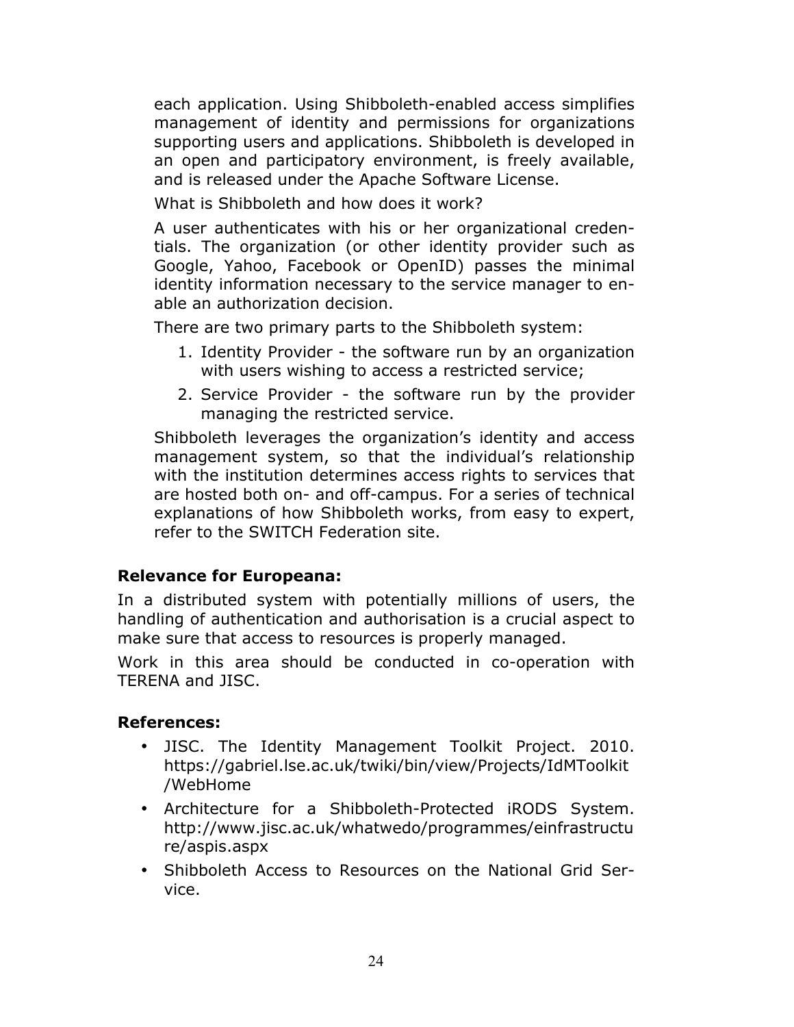each application. Using Shibboleth-enabled access simplifies management of identity and permissions for organizations supporting users and applications. Shibboleth is developed in an open and participatory environment, is freely available, and is released under the Apache Software License.

What is Shibboleth and how does it work?

A user authenticates with his or her organizational credentials. The organization (or other identity provider such as Google, Yahoo, Facebook or OpenID) passes the minimal identity information necessary to the service manager to enable an authorization decision.

There are two primary parts to the Shibboleth system:

1. Identity Provider - the software run by an organization with users wishing to access a restricted service;
2. Service Provider - the software run by the provider managing the restricted service.

Shibboleth leverages the organization's identity and access management system, so that the individual's relationship with the institution determines access rights to services that are hosted both on- and off-campus. For a series of technical explanations of how Shibboleth works, from easy to expert, refer to the SWITCH Federation site.

**Relevance for Europeana:**

In a distributed system with potentially millions of users, the handling of authentication and authorisation is a crucial aspect to make sure that access to resources is properly managed.

Work in this area should be conducted in co-operation with TERENA and JISC.

**References:**

- JISC. The Identity Management Toolkit Project. 2010. https://gabriel.lse.ac.uk/twiki/bin/view/Projects/IdMToolkit/WebHome
- Architecture for a Shibboleth-Protected iRODS System. http://www.jisc.ac.uk/whatwedo/programmes/einfrastructure/aspis.aspx
- Shibboleth Access to Resources on the National Grid Service.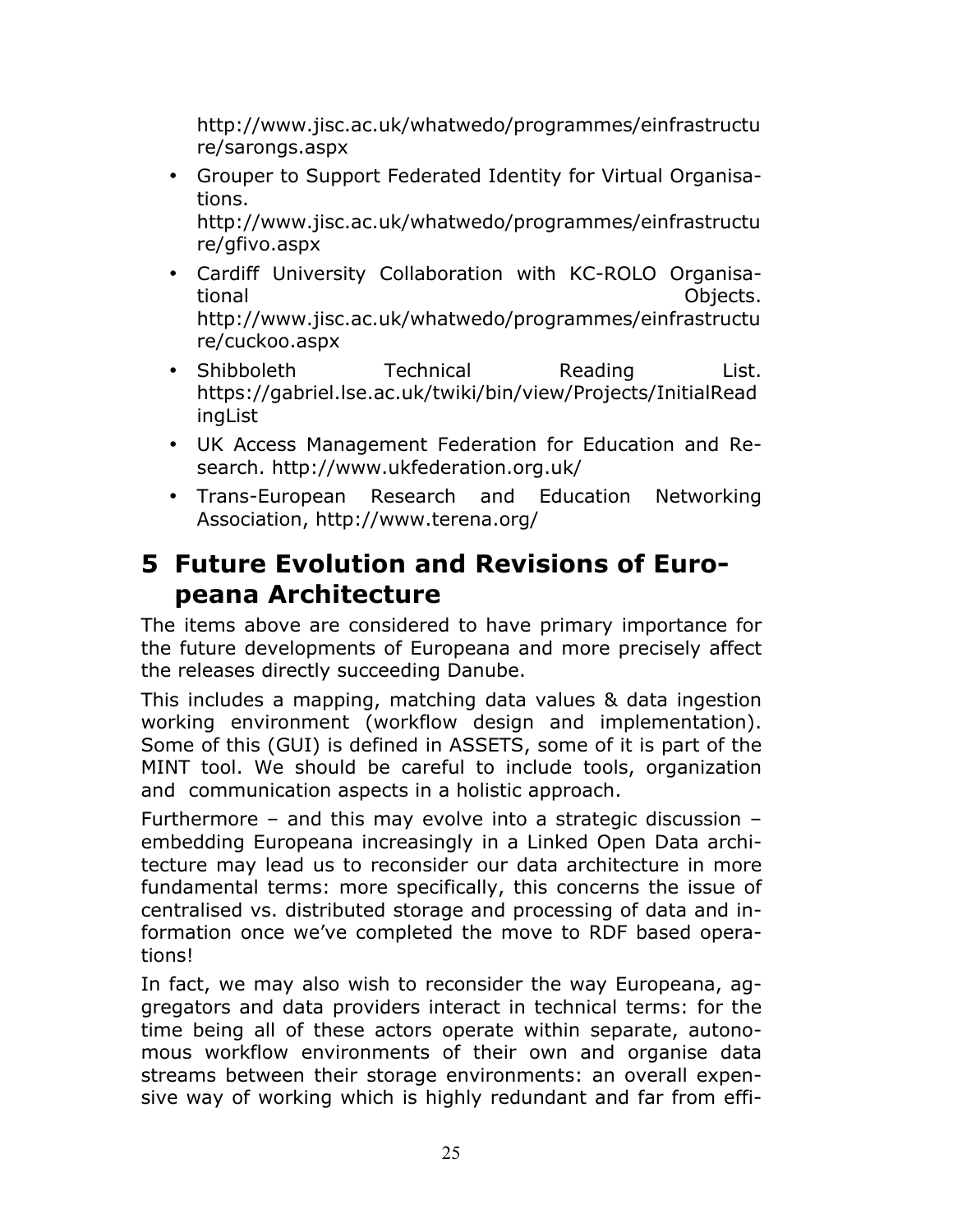http://www.jisc.ac.uk/whatwedo/programmes/einfrastructure/sarongs.aspx

- Grouper to Support Federated Identity for Virtual Organisations. http://www.jisc.ac.uk/whatwedo/programmes/einfrastructure/gfivo.aspx
- Cardiff University Collaboration with KC-ROLO Organisational Objects. http://www.jisc.ac.uk/whatwedo/programmes/einfrastructure/cuckoo.aspx
- Shibboleth Technical Reading List. https://gabriel.lse.ac.uk/twiki/bin/view/Projects/InitialReadingList
- UK Access Management Federation for Education and Research. http://www.ukfederation.org.uk/
- Trans-European Research and Education Networking Association, http://www.terena.org/

# 5 Future Evolution and Revisions of Europeana Architecture

The items above are considered to have primary importance for the future developments of Europeana and more precisely affect the releases directly succeeding Danube.

This includes a mapping, matching data values & data ingestion working environment (workflow design and implementation). Some of this (GUI) is defined in ASSETS, some of it is part of the MINT tool. We should be careful to include tools, organization and communication aspects in a holistic approach.

Furthermore – and this may evolve into a strategic discussion – embedding Europeana increasingly in a Linked Open Data architecture may lead us to reconsider our data architecture in more fundamental terms: more specifically, this concerns the issue of centralised vs. distributed storage and processing of data and information once we've completed the move to RDF based operations!

In fact, we may also wish to reconsider the way Europeana, aggregators and data providers interact in technical terms: for the time being all of these actors operate within separate, autonomous workflow environments of their own and organise data streams between their storage environments: an overall expensive way of working which is highly redundant and far from effi-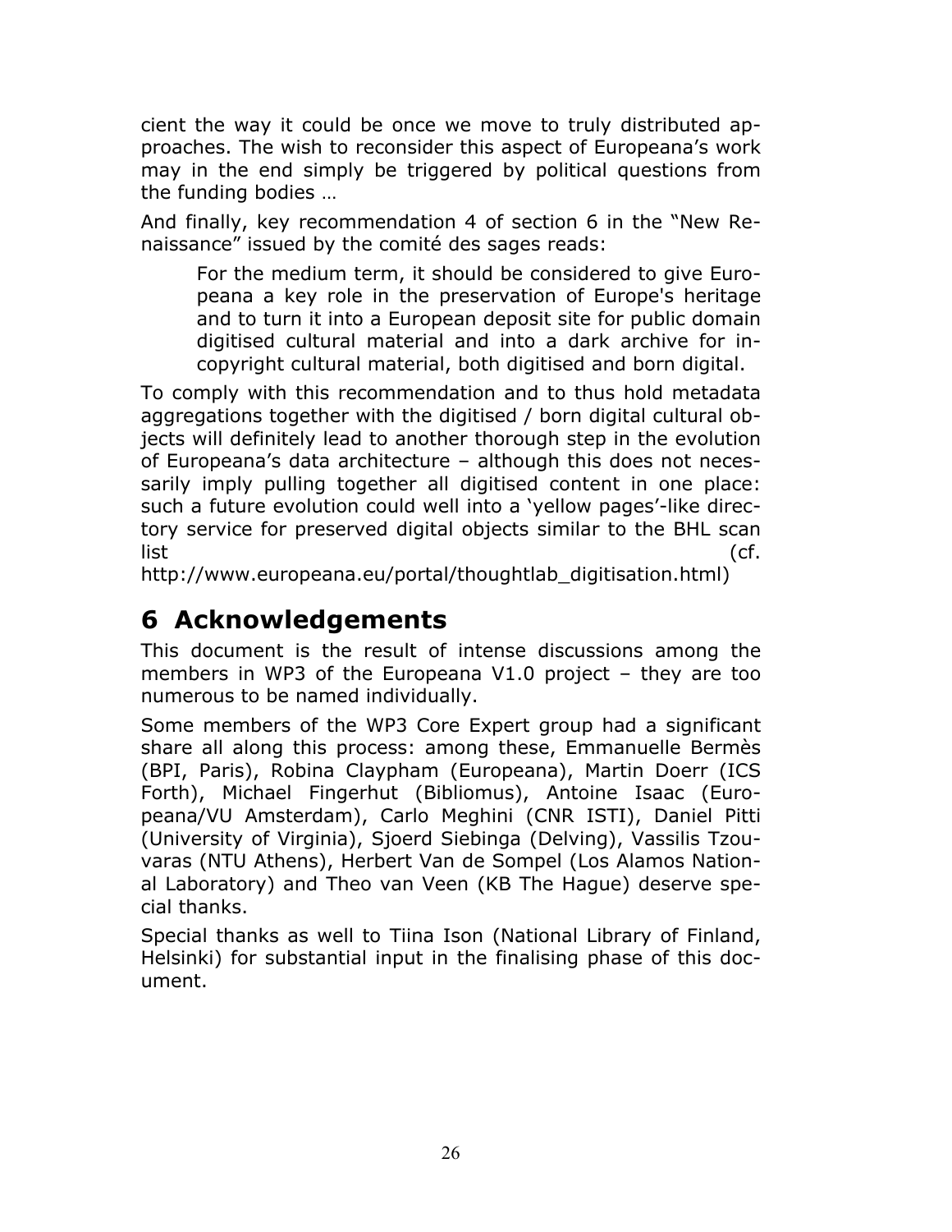cient the way it could be once we move to truly distributed approaches. The wish to reconsider this aspect of Europeana's work may in the end simply be triggered by political questions from the funding bodies …

And finally, key recommendation 4 of section 6 in the "New Renaissance" issued by the comité des sages reads:

> For the medium term, it should be considered to give Europeana a key role in the preservation of Europe's heritage and to turn it into a European deposit site for public domain digitised cultural material and into a dark archive for in-copyright cultural material, both digitised and born digital.

To comply with this recommendation and to thus hold metadata aggregations together with the digitised / born digital cultural objects will definitely lead to another thorough step in the evolution of Europeana's data architecture – although this does not necessarily imply pulling together all digitised content in one place: such a future evolution could well into a 'yellow pages'-like directory service for preserved digital objects similar to the BHL scan list (cf. http://www.europeana.eu/portal/thoughtlab_digitisation.html)

# 6 Acknowledgements

This document is the result of intense discussions among the members in WP3 of the Europeana V1.0 project – they are too numerous to be named individually.

Some members of the WP3 Core Expert group had a significant share all along this process: among these, Emmanuelle Bermès (BPI, Paris), Robina Clayphan (Europeana), Martin Doerr (ICS Forth), Michael Fingerhut (Bibliomus), Antoine Isaac (Europeana/VU Amsterdam), Carlo Meghini (CNR ISTI), Daniel Pitti (University of Virginia), Sjoerd Siebinga (Delving), Vassilis Tzouvaras (NTU Athens), Herbert Van de Sompel (Los Alamos National Laboratory) and Theo van Veen (KB The Hague) deserve special thanks.

Special thanks as well to Tiina Ison (National Library of Finland, Helsinki) for substantial input in the finalising phase of this document.